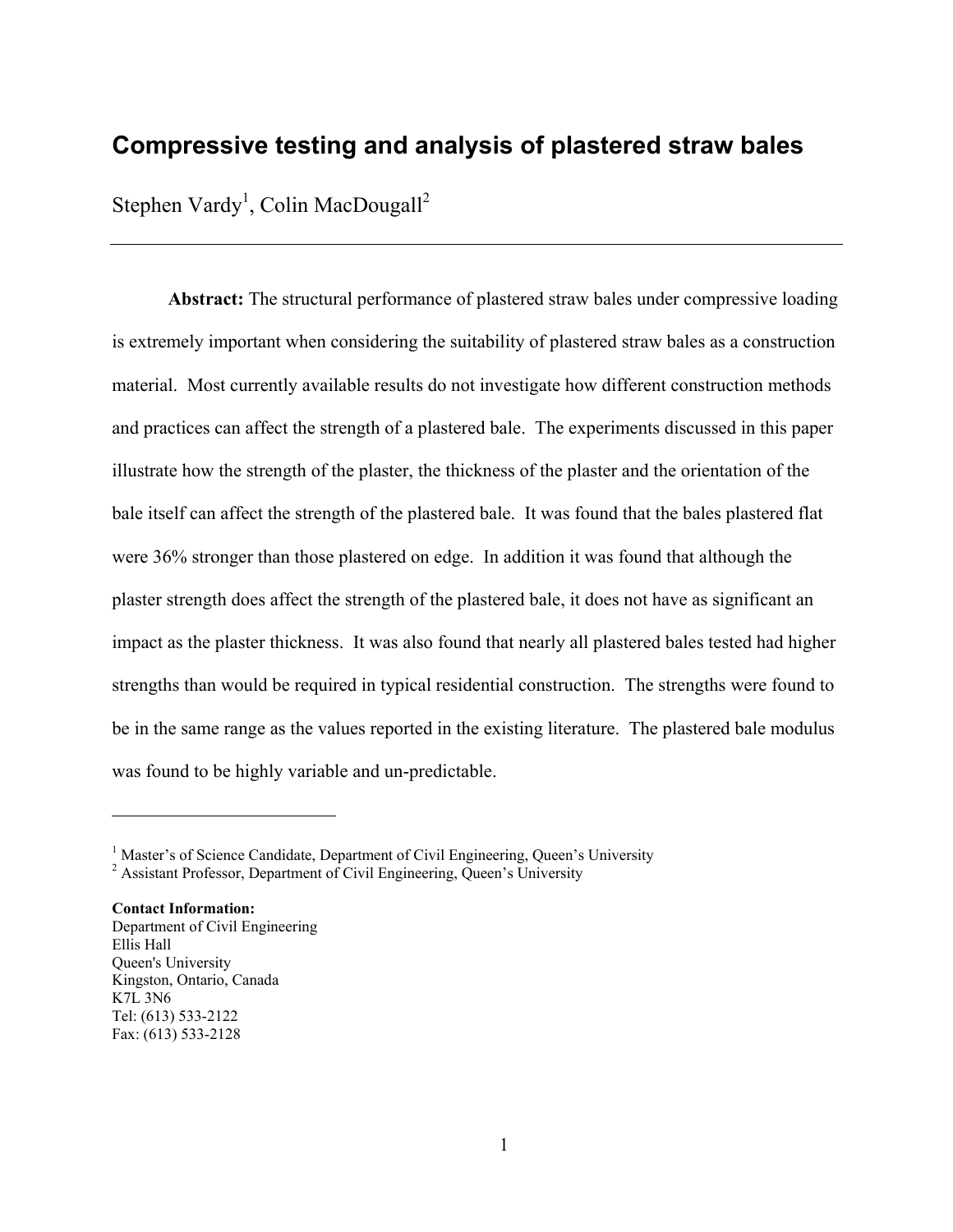# Compressive testing and analysis of plastered straw bales

Stephen Vardy[1], Colin MacDougall[2]

---

**Abstract:** The structural performance of plastered straw bales under compressive loading is extremely important when considering the suitability of plastered straw bales as a construction material. Most currently available results do not investigate how different construction methods and practices can affect the strength of a plastered bale. The experiments discussed in this paper illustrate how the strength of the plaster, the thickness of the plaster and the orientation of the bale itself can affect the strength of the plastered bale. It was found that the bales plastered flat were 36% stronger than those plastered on edge. In addition it was found that although the plaster strength does affect the strength of the plastered bale, it does not have as significant an impact as the plaster thickness. It was also found that nearly all plastered bales tested had higher strengths than would be required in typical residential construction. The strengths were found to be in the same range as the values reported in the existing literature. The plastered bale modulus was found to be highly variable and un-predictable.

---

[1] Master's of Science Candidate, Department of Civil Engineering, Queen's University
[2] Assistant Professor, Department of Civil Engineering, Queen's University

**Contact Information:**
Department of Civil Engineering
Ellis Hall
Queen's University
Kingston, Ontario, Canada
K7L 3N6
Tel: (613) 533-2122
Fax: (613) 533-2128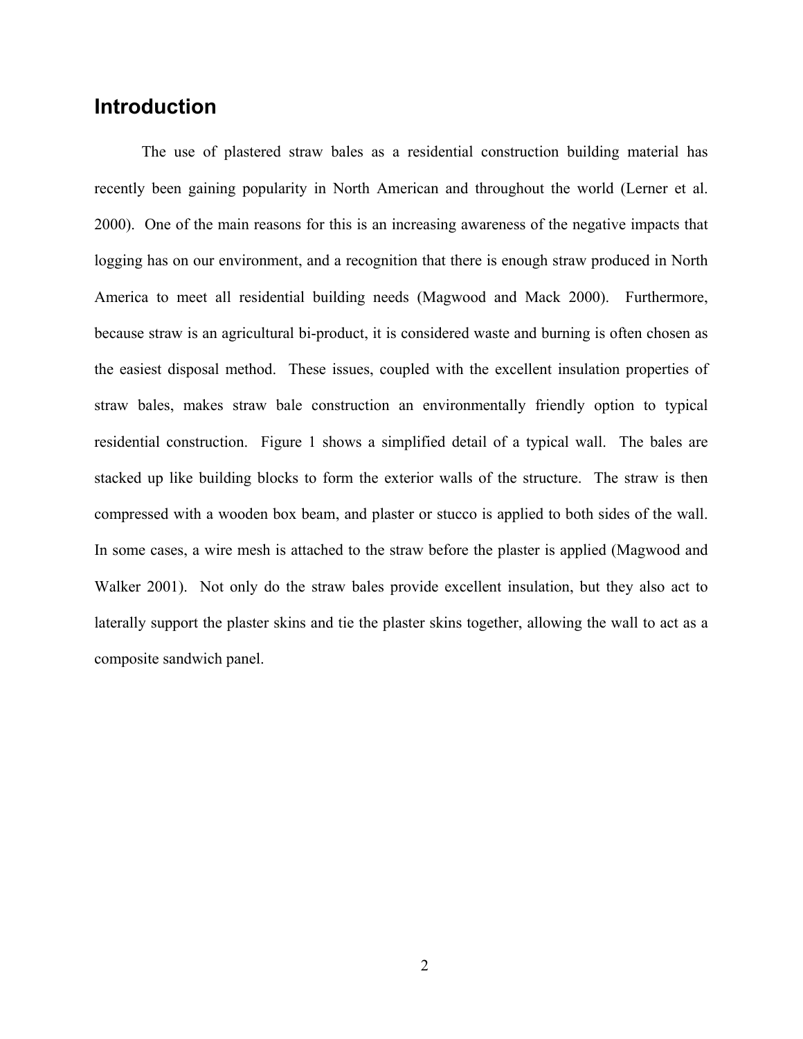## Introduction

The use of plastered straw bales as a residential construction building material has recently been gaining popularity in North American and throughout the world (Lerner et al. 2000). One of the main reasons for this is an increasing awareness of the negative impacts that logging has on our environment, and a recognition that there is enough straw produced in North America to meet all residential building needs (Magwood and Mack 2000). Furthermore, because straw is an agricultural bi-product, it is considered waste and burning is often chosen as the easiest disposal method. These issues, coupled with the excellent insulation properties of straw bales, makes straw bale construction an environmentally friendly option to typical residential construction. Figure 1 shows a simplified detail of a typical wall. The bales are stacked up like building blocks to form the exterior walls of the structure. The straw is then compressed with a wooden box beam, and plaster or stucco is applied to both sides of the wall. In some cases, a wire mesh is attached to the straw before the plaster is applied (Magwood and Walker 2001). Not only do the straw bales provide excellent insulation, but they also act to laterally support the plaster skins and tie the plaster skins together, allowing the wall to act as a composite sandwich panel.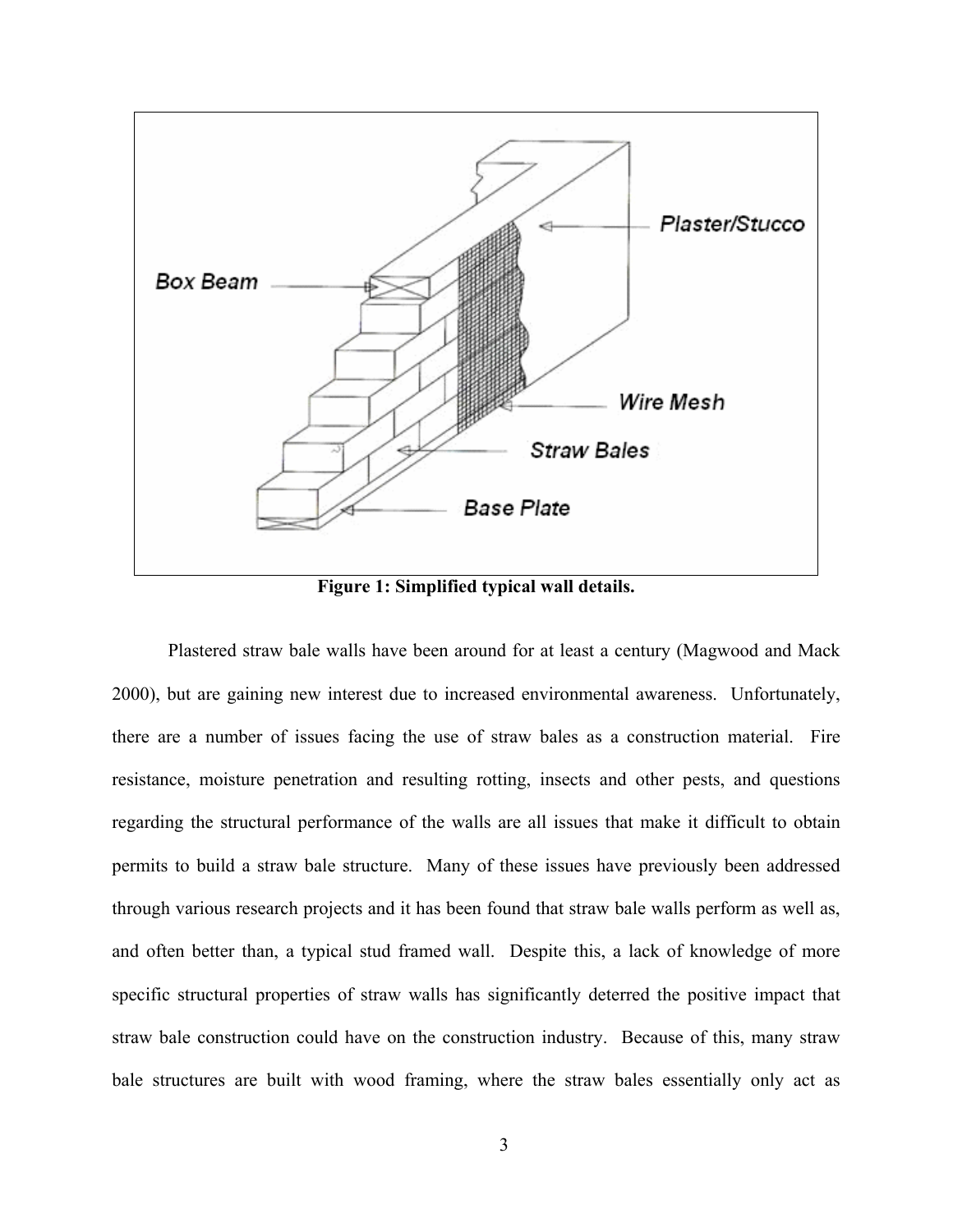**Figure 1: Simplified typical wall details.**

Plastered straw bale walls have been around for at least a century (Magwood and Mack 2000), but are gaining new interest due to increased environmental awareness. Unfortunately, there are a number of issues facing the use of straw bales as a construction material. Fire resistance, moisture penetration and resulting rotting, insects and other pests, and questions regarding the structural performance of the walls are all issues that make it difficult to obtain permits to build a straw bale structure. Many of these issues have previously been addressed through various research projects and it has been found that straw bale walls perform as well as, and often better than, a typical stud framed wall. Despite this, a lack of knowledge of more specific structural properties of straw walls has significantly deterred the positive impact that straw bale construction could have on the construction industry. Because of this, many straw bale structures are built with wood framing, where the straw bales essentially only act as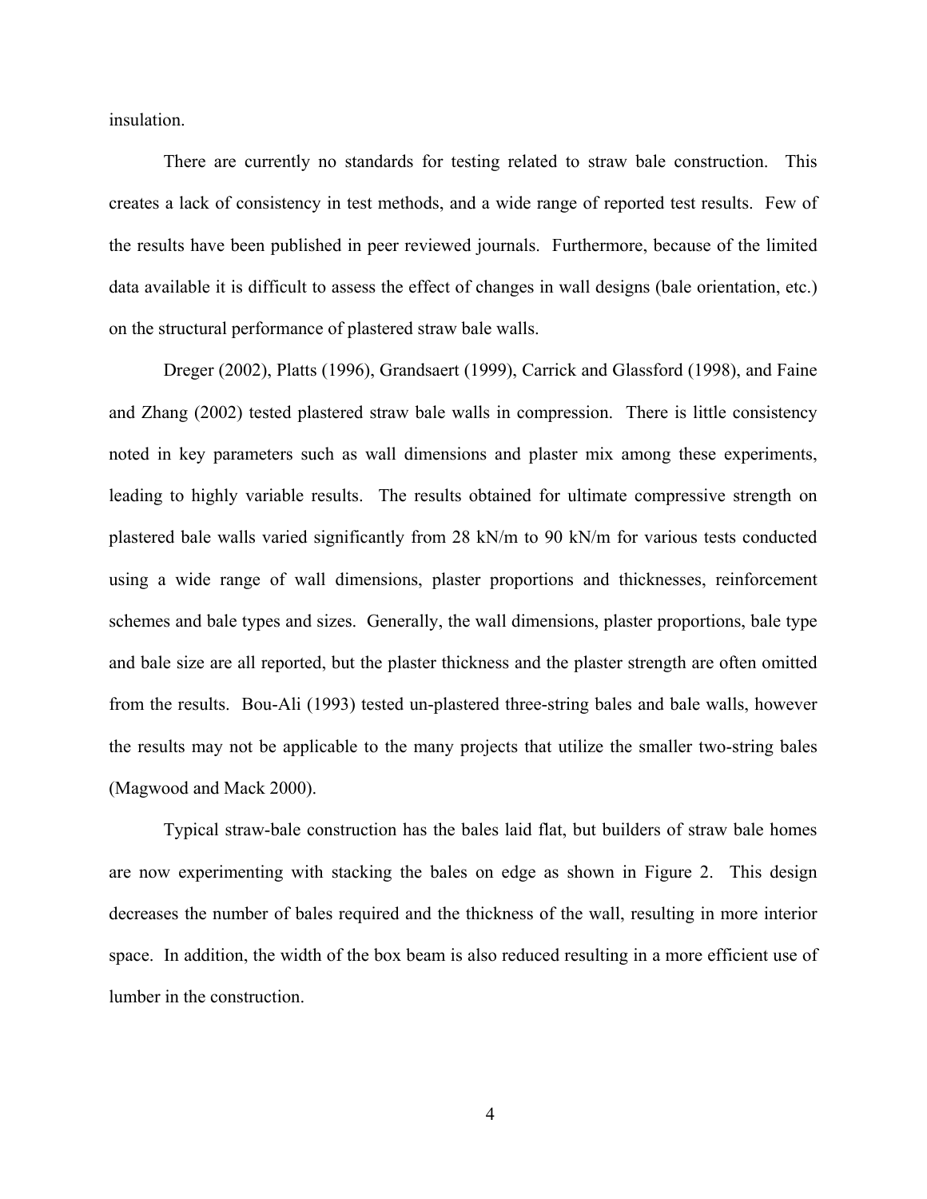insulation.

There are currently no standards for testing related to straw bale construction. This creates a lack of consistency in test methods, and a wide range of reported test results. Few of the results have been published in peer reviewed journals. Furthermore, because of the limited data available it is difficult to assess the effect of changes in wall designs (bale orientation, etc.) on the structural performance of plastered straw bale walls.

Dreger (2002), Platts (1996), Grandsaert (1999), Carrick and Glassford (1998), and Faine and Zhang (2002) tested plastered straw bale walls in compression. There is little consistency noted in key parameters such as wall dimensions and plaster mix among these experiments, leading to highly variable results. The results obtained for ultimate compressive strength on plastered bale walls varied significantly from 28 kN/m to 90 kN/m for various tests conducted using a wide range of wall dimensions, plaster proportions and thicknesses, reinforcement schemes and bale types and sizes. Generally, the wall dimensions, plaster proportions, bale type and bale size are all reported, but the plaster thickness and the plaster strength are often omitted from the results. Bou-Ali (1993) tested un-plastered three-string bales and bale walls, however the results may not be applicable to the many projects that utilize the smaller two-string bales (Magwood and Mack 2000).

Typical straw-bale construction has the bales laid flat, but builders of straw bale homes are now experimenting with stacking the bales on edge as shown in Figure 2. This design decreases the number of bales required and the thickness of the wall, resulting in more interior space. In addition, the width of the box beam is also reduced resulting in a more efficient use of lumber in the construction.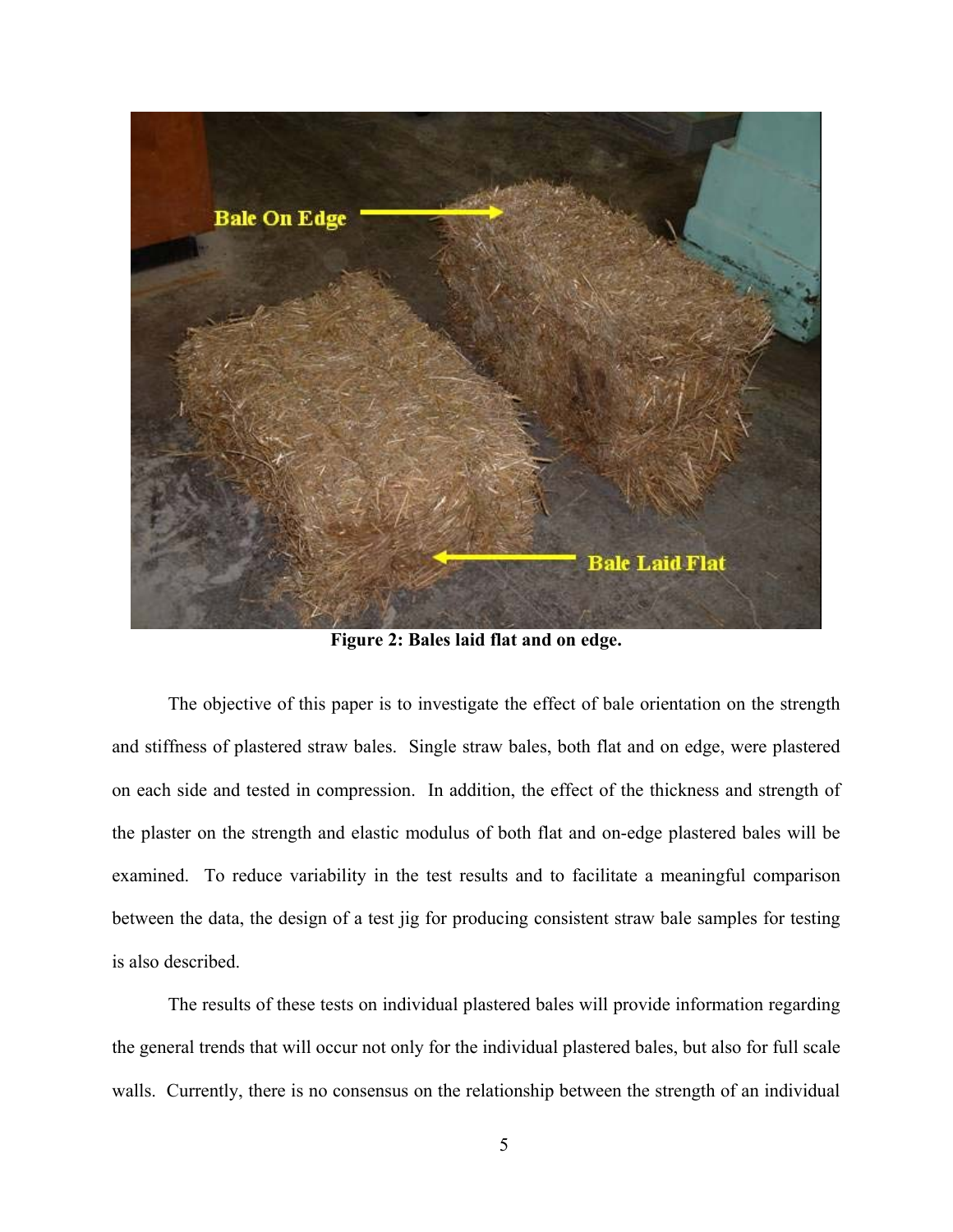Figure 2: Bales laid flat and on edge.

The objective of this paper is to investigate the effect of bale orientation on the strength and stiffness of plastered straw bales. Single straw bales, both flat and on edge, were plastered on each side and tested in compression. In addition, the effect of the thickness and strength of the plaster on the strength and elastic modulus of both flat and on-edge plastered bales will be examined. To reduce variability in the test results and to facilitate a meaningful comparison between the data, the design of a test jig for producing consistent straw bale samples for testing is also described.

The results of these tests on individual plastered bales will provide information regarding the general trends that will occur not only for the individual plastered bales, but also for full scale walls. Currently, there is no consensus on the relationship between the strength of an individual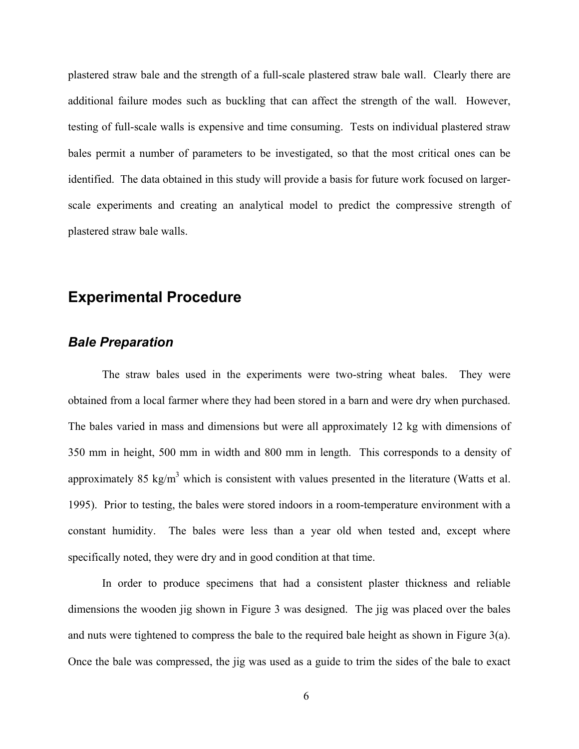plastered straw bale and the strength of a full-scale plastered straw bale wall. Clearly there are additional failure modes such as buckling that can affect the strength of the wall. However, testing of full-scale walls is expensive and time consuming. Tests on individual plastered straw bales permit a number of parameters to be investigated, so that the most critical ones can be identified. The data obtained in this study will provide a basis for future work focused on larger-scale experiments and creating an analytical model to predict the compressive strength of plastered straw bale walls.

## Experimental Procedure

### *Bale Preparation*

The straw bales used in the experiments were two-string wheat bales. They were obtained from a local farmer where they had been stored in a barn and were dry when purchased. The bales varied in mass and dimensions but were all approximately 12 kg with dimensions of 350 mm in height, 500 mm in width and 800 mm in length. This corresponds to a density of approximately 85 $kg/m^3$ which is consistent with values presented in the literature (Watts et al. 1995). Prior to testing, the bales were stored indoors in a room-temperature environment with a constant humidity. The bales were less than a year old when tested and, except where specifically noted, they were dry and in good condition at that time.

In order to produce specimens that had a consistent plaster thickness and reliable dimensions the wooden jig shown in Figure 3 was designed. The jig was placed over the bales and nuts were tightened to compress the bale to the required bale height as shown in Figure 3(a). Once the bale was compressed, the jig was used as a guide to trim the sides of the bale to exact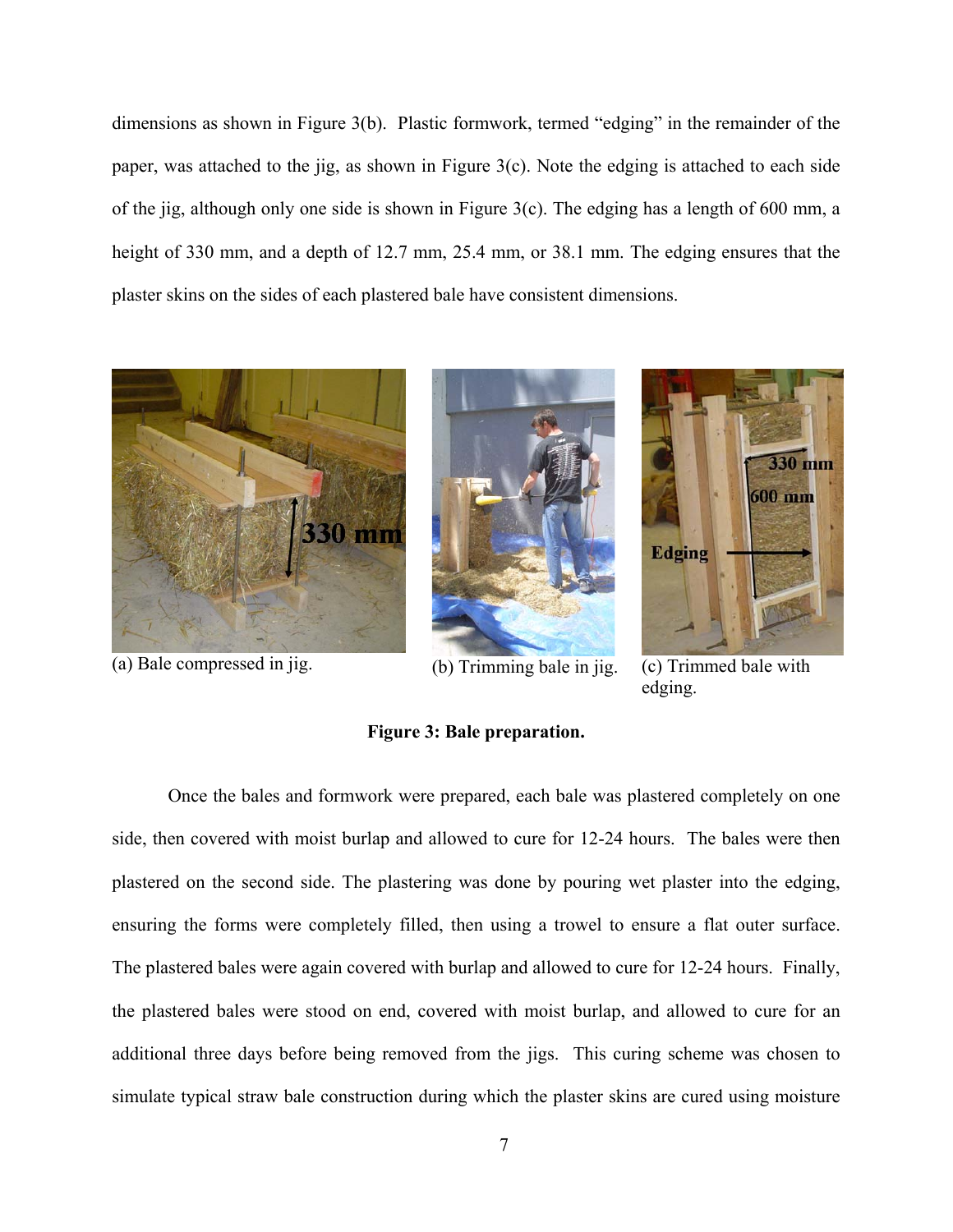dimensions as shown in Figure 3(b). Plastic formwork, termed "edging" in the remainder of the paper, was attached to the jig, as shown in Figure 3(c). Note the edging is attached to each side of the jig, although only one side is shown in Figure 3(c). The edging has a length of 600 mm, a height of 330 mm, and a depth of 12.7 mm, 25.4 mm, or 38.1 mm. The edging ensures that the plaster skins on the sides of each plastered bale have consistent dimensions.

(a) Bale compressed in jig.

(b) Trimming bale in jig.

(c) Trimmed bale with edging.

**Figure 3: Bale preparation.**

Once the bales and formwork were prepared, each bale was plastered completely on one side, then covered with moist burlap and allowed to cure for 12-24 hours. The bales were then plastered on the second side. The plastering was done by pouring wet plaster into the edging, ensuring the forms were completely filled, then using a trowel to ensure a flat outer surface. The plastered bales were again covered with burlap and allowed to cure for 12-24 hours. Finally, the plastered bales were stood on end, covered with moist burlap, and allowed to cure for an additional three days before being removed from the jigs. This curing scheme was chosen to simulate typical straw bale construction during which the plaster skins are cured using moisture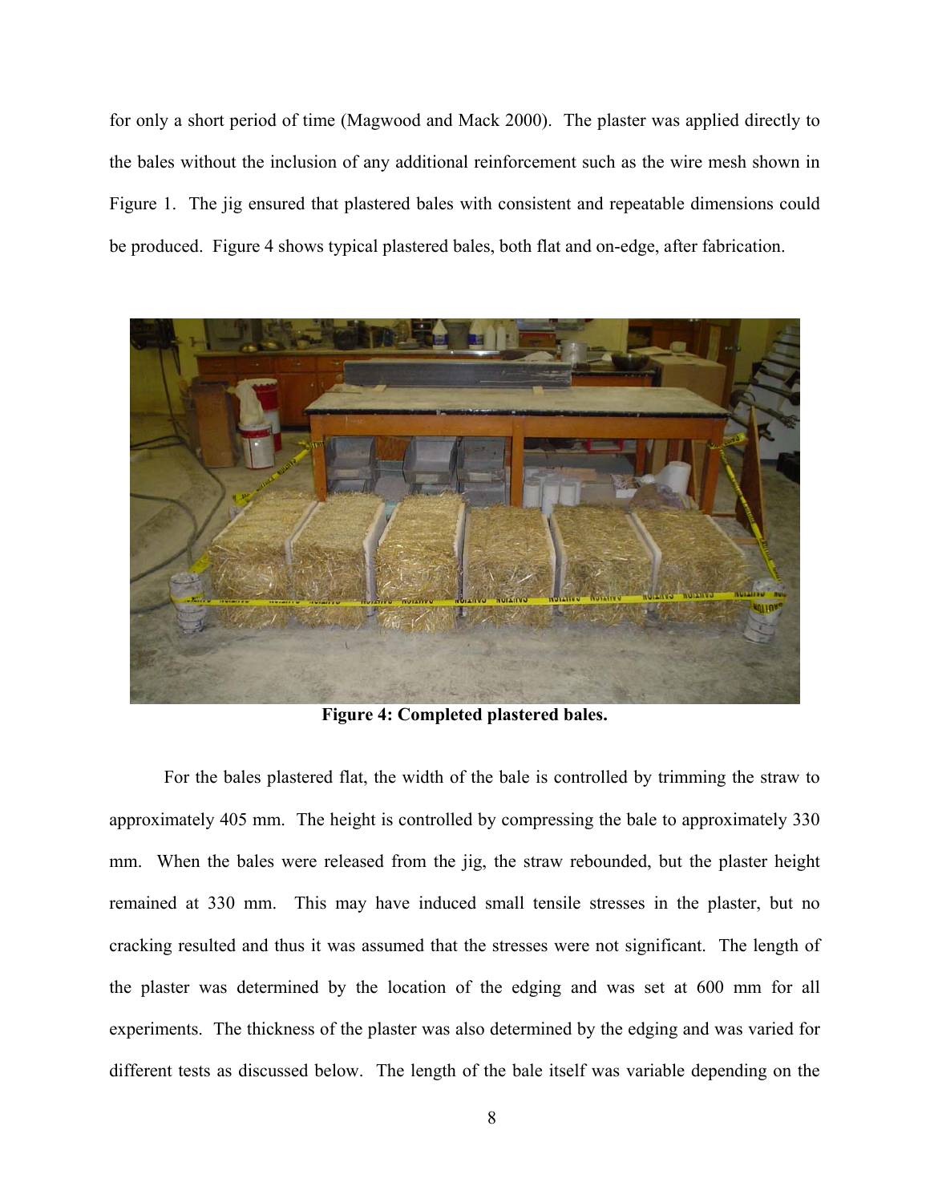for only a short period of time (Magwood and Mack 2000). The plaster was applied directly to the bales without the inclusion of any additional reinforcement such as the wire mesh shown in Figure 1. The jig ensured that plastered bales with consistent and repeatable dimensions could be produced. Figure 4 shows typical plastered bales, both flat and on-edge, after fabrication.

**Figure 4: Completed plastered bales.**

For the bales plastered flat, the width of the bale is controlled by trimming the straw to approximately 405 mm. The height is controlled by compressing the bale to approximately 330 mm. When the bales were released from the jig, the straw rebounded, but the plaster height remained at 330 mm. This may have induced small tensile stresses in the plaster, but no cracking resulted and thus it was assumed that the stresses were not significant. The length of the plaster was determined by the location of the edging and was set at 600 mm for all experiments. The thickness of the plaster was also determined by the edging and was varied for different tests as discussed below. The length of the bale itself was variable depending on the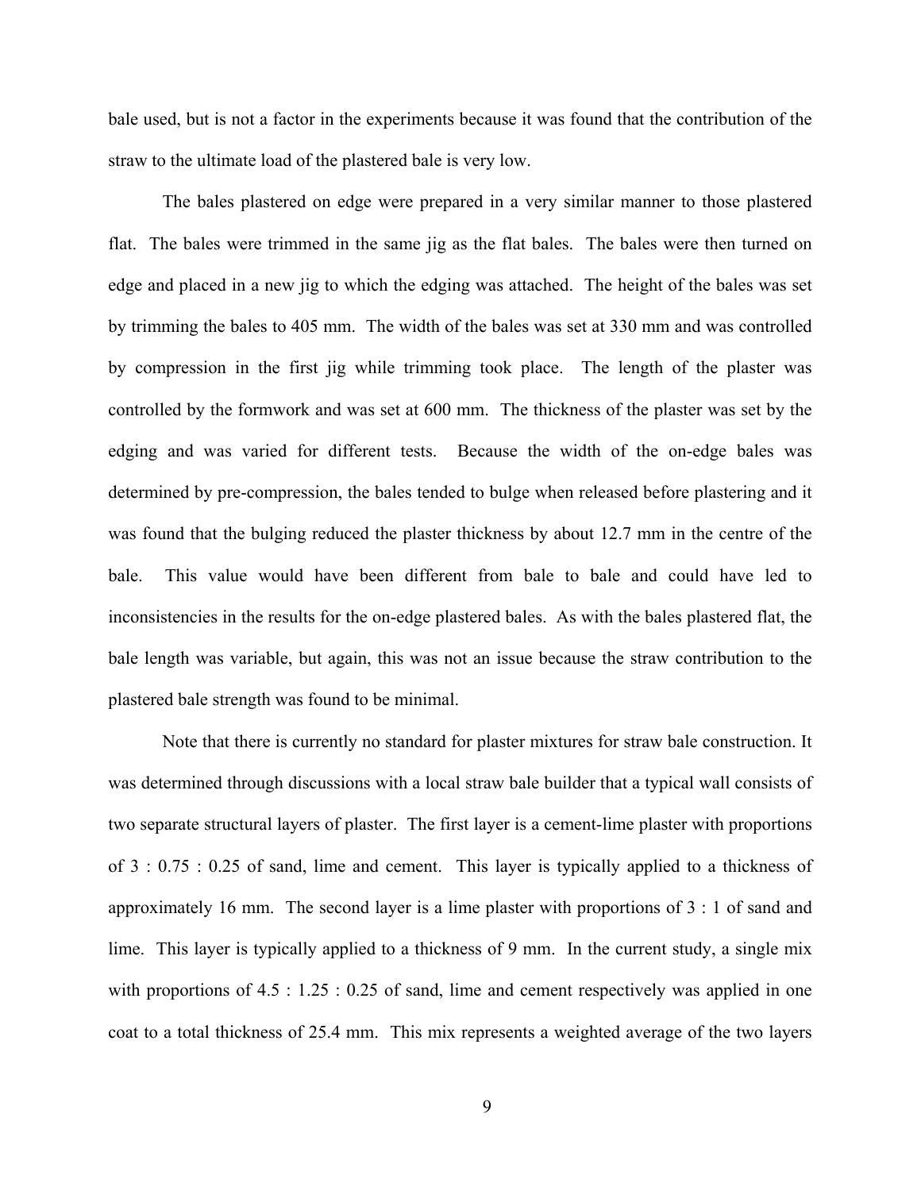bale used, but is not a factor in the experiments because it was found that the contribution of the straw to the ultimate load of the plastered bale is very low.

The bales plastered on edge were prepared in a very similar manner to those plastered flat. The bales were trimmed in the same jig as the flat bales. The bales were then turned on edge and placed in a new jig to which the edging was attached. The height of the bales was set by trimming the bales to 405 mm. The width of the bales was set at 330 mm and was controlled by compression in the first jig while trimming took place. The length of the plaster was controlled by the formwork and was set at 600 mm. The thickness of the plaster was set by the edging and was varied for different tests. Because the width of the on-edge bales was determined by pre-compression, the bales tended to bulge when released before plastering and it was found that the bulging reduced the plaster thickness by about 12.7 mm in the centre of the bale. This value would have been different from bale to bale and could have led to inconsistencies in the results for the on-edge plastered bales. As with the bales plastered flat, the bale length was variable, but again, this was not an issue because the straw contribution to the plastered bale strength was found to be minimal.

Note that there is currently no standard for plaster mixtures for straw bale construction. It was determined through discussions with a local straw bale builder that a typical wall consists of two separate structural layers of plaster. The first layer is a cement-lime plaster with proportions of 3 : 0.75 : 0.25 of sand, lime and cement. This layer is typically applied to a thickness of approximately 16 mm. The second layer is a lime plaster with proportions of 3 : 1 of sand and lime. This layer is typically applied to a thickness of 9 mm. In the current study, a single mix with proportions of 4.5 : 1.25 : 0.25 of sand, lime and cement respectively was applied in one coat to a total thickness of 25.4 mm. This mix represents a weighted average of the two layers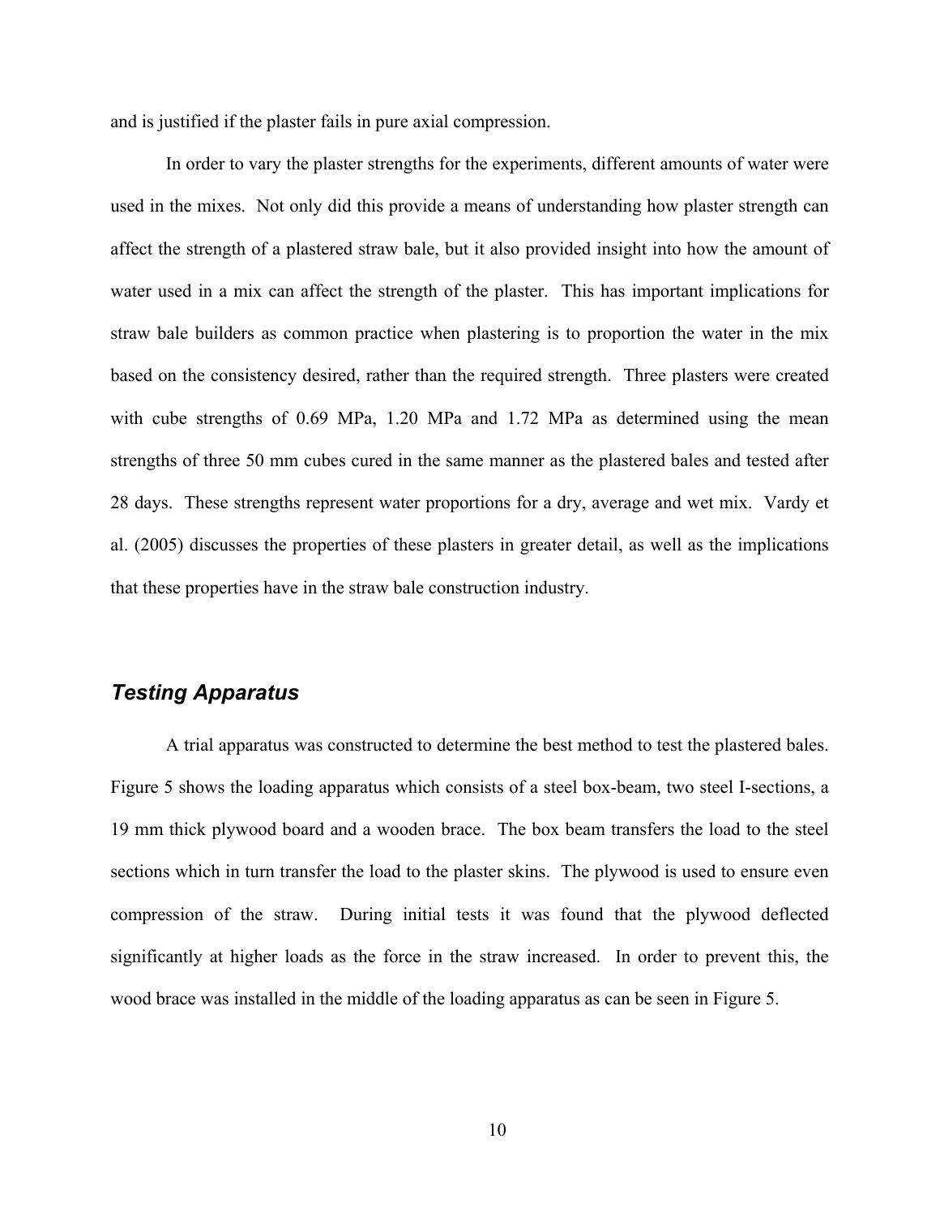and is justified if the plaster fails in pure axial compression.

In order to vary the plaster strengths for the experiments, different amounts of water were used in the mixes. Not only did this provide a means of understanding how plaster strength can affect the strength of a plastered straw bale, but it also provided insight into how the amount of water used in a mix can affect the strength of the plaster. This has important implications for straw bale builders as common practice when plastering is to proportion the water in the mix based on the consistency desired, rather than the required strength. Three plasters were created with cube strengths of 0.69 MPa, 1.20 MPa and 1.72 MPa as determined using the mean strengths of three 50 mm cubes cured in the same manner as the plastered bales and tested after 28 days. These strengths represent water proportions for a dry, average and wet mix. Vardy et al. (2005) discusses the properties of these plasters in greater detail, as well as the implications that these properties have in the straw bale construction industry.

## *Testing Apparatus*

A trial apparatus was constructed to determine the best method to test the plastered bales. Figure 5 shows the loading apparatus which consists of a steel box-beam, two steel I-sections, a 19 mm thick plywood board and a wooden brace. The box beam transfers the load to the steel sections which in turn transfer the load to the plaster skins. The plywood is used to ensure even compression of the straw. During initial tests it was found that the plywood deflected significantly at higher loads as the force in the straw increased. In order to prevent this, the wood brace was installed in the middle of the loading apparatus as can be seen in Figure 5.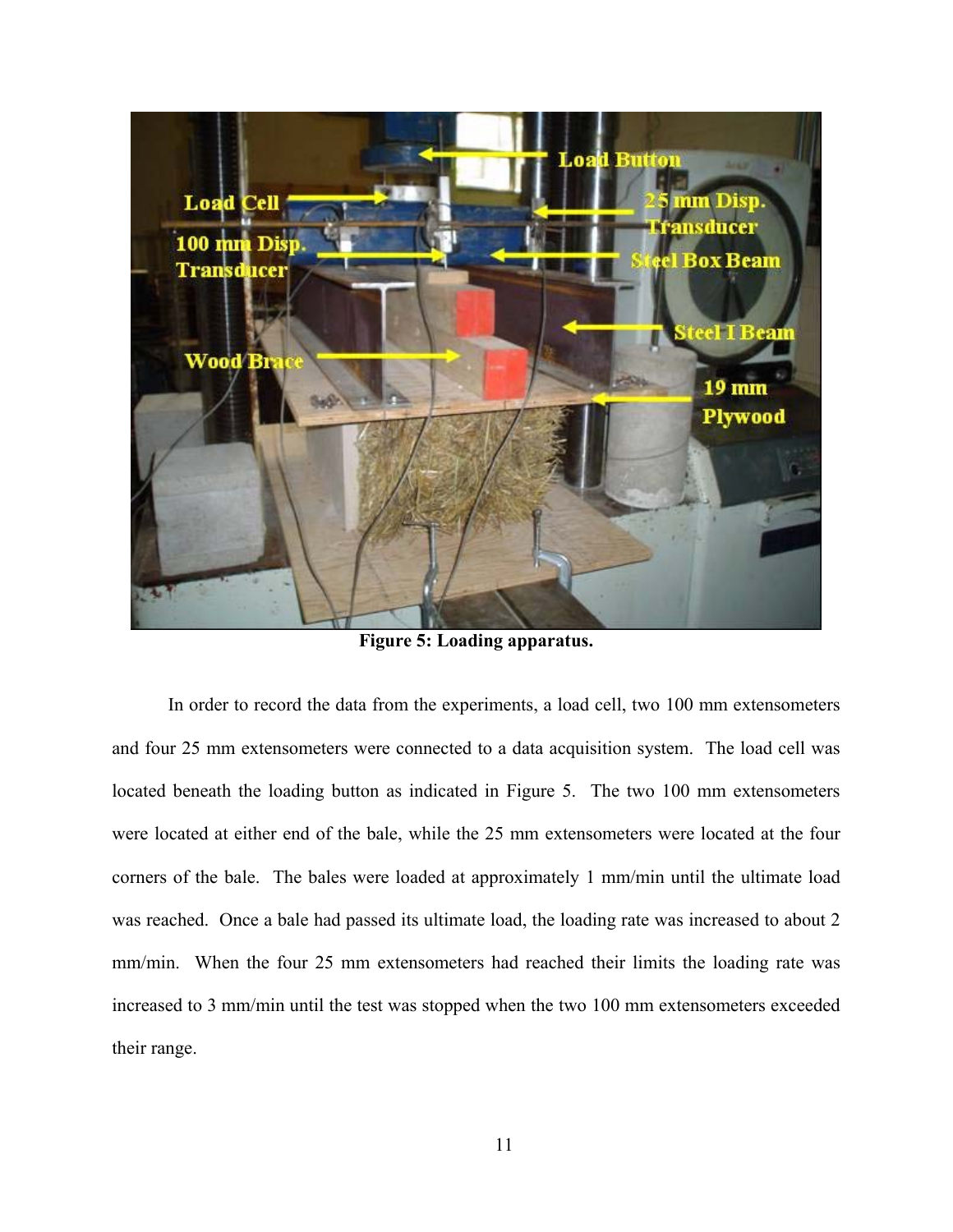Figure 5: Loading apparatus.

In order to record the data from the experiments, a load cell, two 100 mm extensometers and four 25 mm extensometers were connected to a data acquisition system. The load cell was located beneath the loading button as indicated in Figure 5. The two 100 mm extensometers were located at either end of the bale, while the 25 mm extensometers were located at the four corners of the bale. The bales were loaded at approximately 1 mm/min until the ultimate load was reached. Once a bale had passed its ultimate load, the loading rate was increased to about 2 mm/min. When the four 25 mm extensometers had reached their limits the loading rate was increased to 3 mm/min until the test was stopped when the two 100 mm extensometers exceeded their range.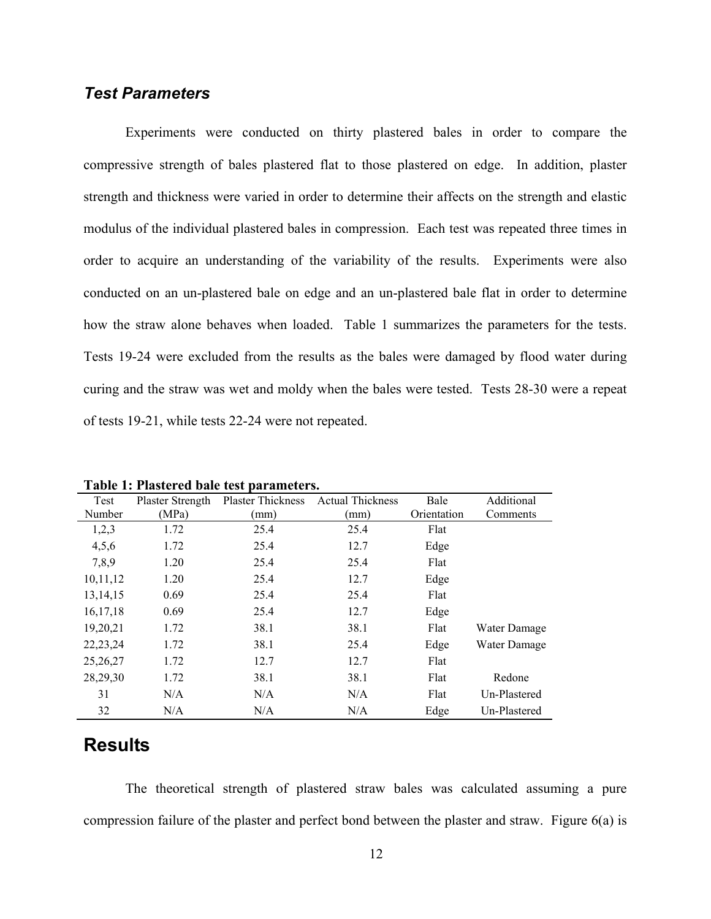### *Test Parameters*

Experiments were conducted on thirty plastered bales in order to compare the compressive strength of bales plastered flat to those plastered on edge. In addition, plaster strength and thickness were varied in order to determine their affects on the strength and elastic modulus of the individual plastered bales in compression. Each test was repeated three times in order to acquire an understanding of the variability of the results. Experiments were also conducted on an un-plastered bale on edge and an un-plastered bale flat in order to determine how the straw alone behaves when loaded. Table 1 summarizes the parameters for the tests. Tests 19-24 were excluded from the results as the bales were damaged by flood water during curing and the straw was wet and moldy when the bales were tested. Tests 28-30 were a repeat of tests 19-21, while tests 22-24 were not repeated.

**Table 1: Plastered bale test parameters.**

| Test Number | Plaster Strength (MPa) | Plaster Thickness (mm) | Actual Thickness (mm) | Bale Orientation | Additional Comments |
|---|---|---|---|---|---|
| 1,2,3 | 1.72 | 25.4 | 25.4 | Flat | |
| 4,5,6 | 1.72 | 25.4 | 12.7 | Edge | |
| 7,8,9 | 1.20 | 25.4 | 25.4 | Flat | |
| 10,11,12 | 1.20 | 25.4 | 12.7 | Edge | |
| 13,14,15 | 0.69 | 25.4 | 25.4 | Flat | |
| 16,17,18 | 0.69 | 25.4 | 12.7 | Edge | |
| 19,20,21 | 1.72 | 38.1 | 38.1 | Flat | Water Damage |
| 22,23,24 | 1.72 | 38.1 | 25.4 | Edge | Water Damage |
| 25,26,27 | 1.72 | 12.7 | 12.7 | Flat | |
| 28,29,30 | 1.72 | 38.1 | 38.1 | Flat | Redone |
| 31 | N/A | N/A | N/A | Flat | Un-Plastered |
| 32 | N/A | N/A | N/A | Edge | Un-Plastered |

## Results

The theoretical strength of plastered straw bales was calculated assuming a pure compression failure of the plaster and perfect bond between the plaster and straw. Figure 6(a) is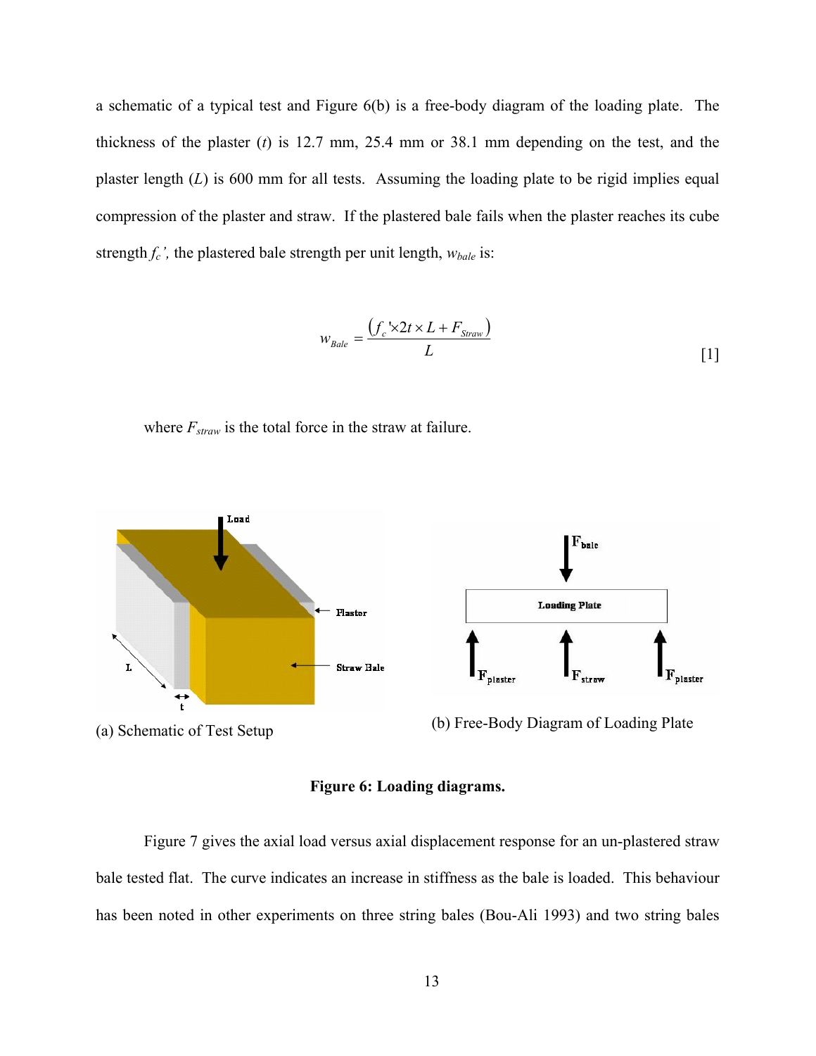a schematic of a typical test and Figure 6(b) is a free-body diagram of the loading plate. The thickness of the plaster ($t$) is 12.7 mm, 25.4 mm or 38.1 mm depending on the test, and the plaster length ($L$) is 600 mm for all tests. Assuming the loading plate to be rigid implies equal compression of the plaster and straw. If the plastered bale fails when the plaster reaches its cube strength $f_c'$, the plastered bale strength per unit length, $w_{bale}$ is:

$$w_{Bale} = \frac{\left(f_c' \times 2t \times L + F_{Straw}\right)}{L} \qquad [1]$$

where $F_{straw}$ is the total force in the straw at failure.

(a) Schematic of Test Setup

(b) Free-Body Diagram of Loading Plate

**Figure 6: Loading diagrams.**

Figure 7 gives the axial load versus axial displacement response for an un-plastered straw bale tested flat. The curve indicates an increase in stiffness as the bale is loaded. This behaviour has been noted in other experiments on three string bales (Bou-Ali 1993) and two string bales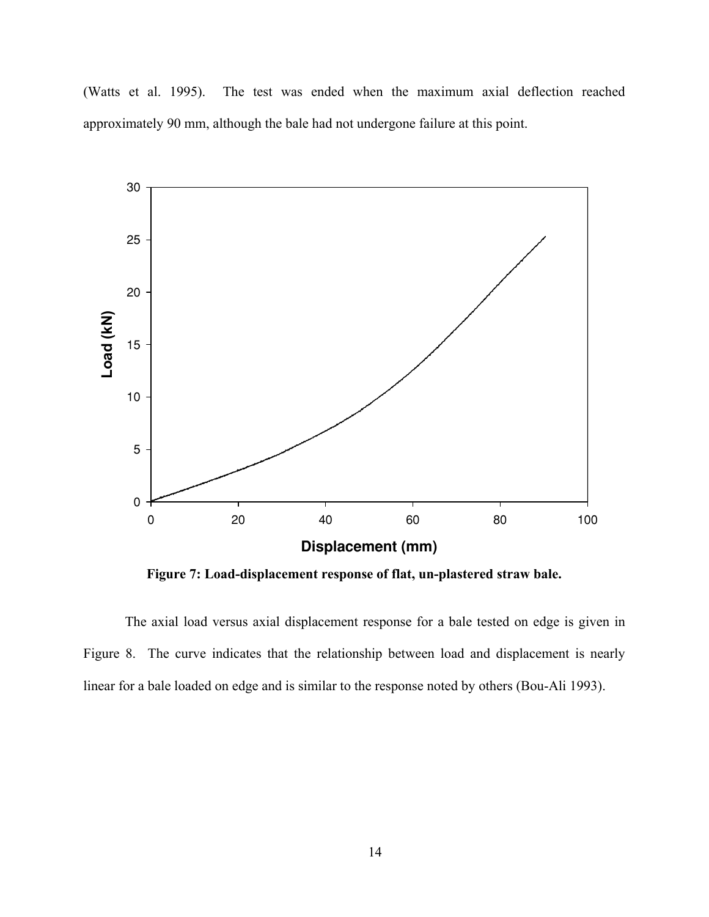(Watts et al. 1995). The test was ended when the maximum axial deflection reached approximately 90 mm, although the bale had not undergone failure at this point.

**Figure 7: Load-displacement response of flat, un-plastered straw bale.**

The axial load versus axial displacement response for a bale tested on edge is given in Figure 8. The curve indicates that the relationship between load and displacement is nearly linear for a bale loaded on edge and is similar to the response noted by others (Bou-Ali 1993).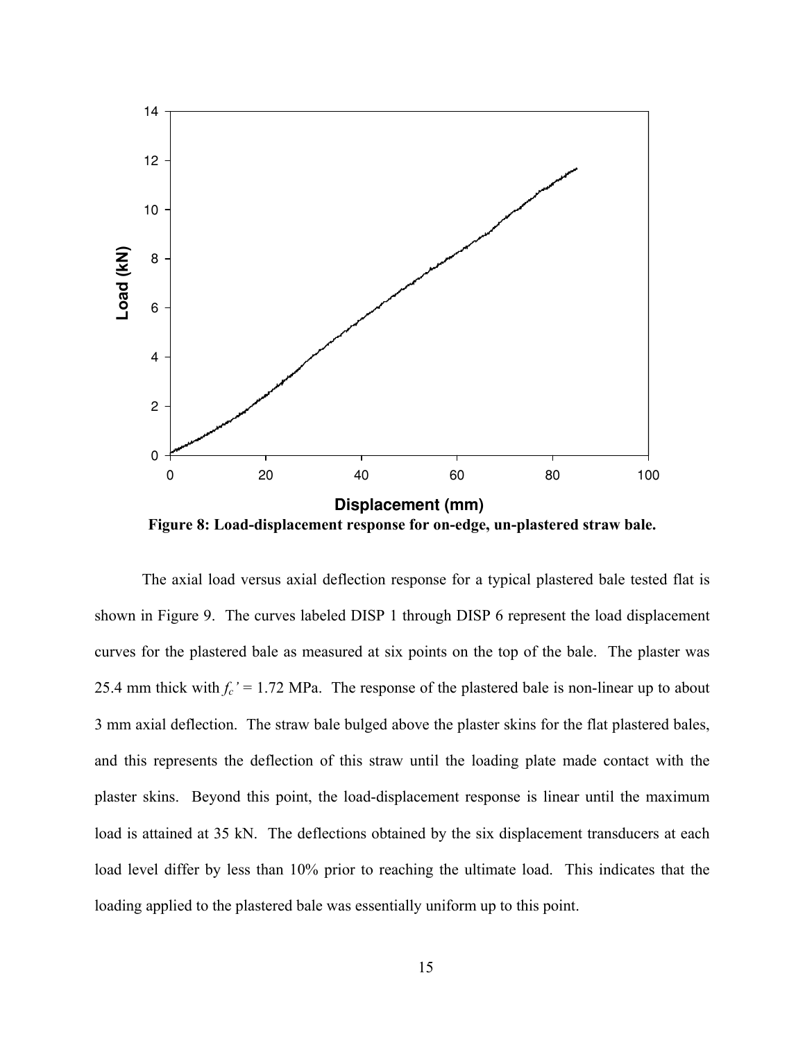**Figure 8: Load-displacement response for on-edge, un-plastered straw bale.**

The axial load versus axial deflection response for a typical plastered bale tested flat is shown in Figure 9. The curves labeled DISP 1 through DISP 6 represent the load displacement curves for the plastered bale as measured at six points on the top of the bale. The plaster was 25.4 mm thick with $f_c'$ = 1.72 MPa. The response of the plastered bale is non-linear up to about 3 mm axial deflection. The straw bale bulged above the plaster skins for the flat plastered bales, and this represents the deflection of this straw until the loading plate made contact with the plaster skins. Beyond this point, the load-displacement response is linear until the maximum load is attained at 35 kN. The deflections obtained by the six displacement transducers at each load level differ by less than 10% prior to reaching the ultimate load. This indicates that the loading applied to the plastered bale was essentially uniform up to this point.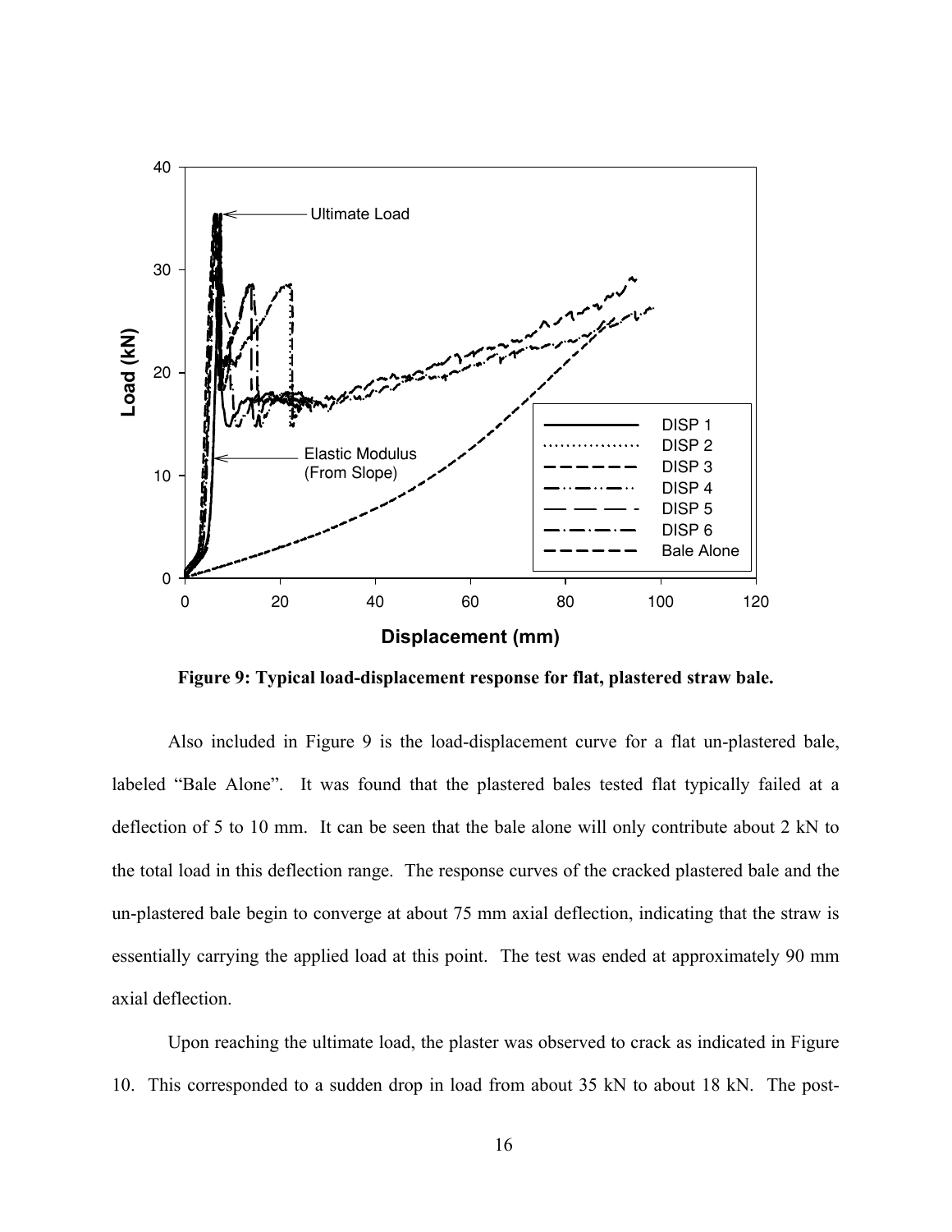**Figure 9: Typical load-displacement response for flat, plastered straw bale.**

Also included in Figure 9 is the load-displacement curve for a flat un-plastered bale, labeled "Bale Alone". It was found that the plastered bales tested flat typically failed at a deflection of 5 to 10 mm. It can be seen that the bale alone will only contribute about 2 kN to the total load in this deflection range. The response curves of the cracked plastered bale and the un-plastered bale begin to converge at about 75 mm axial deflection, indicating that the straw is essentially carrying the applied load at this point. The test was ended at approximately 90 mm axial deflection.

Upon reaching the ultimate load, the plaster was observed to crack as indicated in Figure 10. This corresponded to a sudden drop in load from about 35 kN to about 18 kN. The post-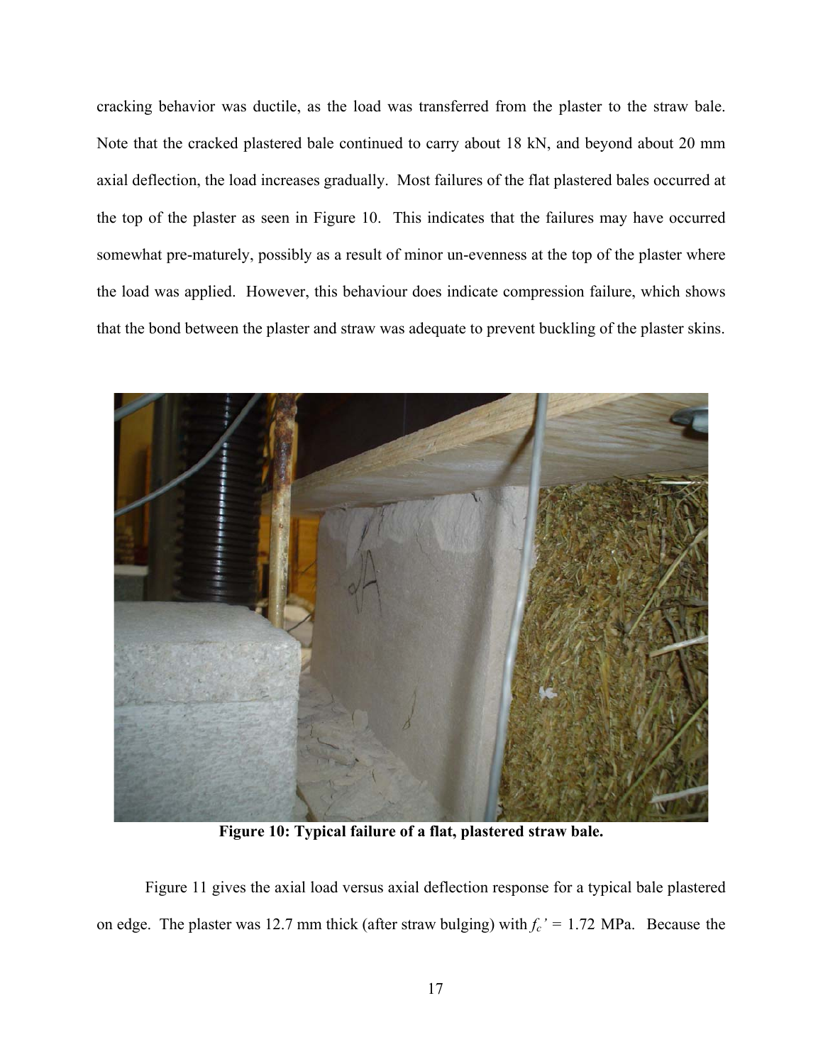cracking behavior was ductile, as the load was transferred from the plaster to the straw bale. Note that the cracked plastered bale continued to carry about 18 kN, and beyond about 20 mm axial deflection, the load increases gradually. Most failures of the flat plastered bales occurred at the top of the plaster as seen in Figure 10. This indicates that the failures may have occurred somewhat pre-maturely, possibly as a result of minor un-evenness at the top of the plaster where the load was applied. However, this behaviour does indicate compression failure, which shows that the bond between the plaster and straw was adequate to prevent buckling of the plaster skins.

**Figure 10: Typical failure of a flat, plastered straw bale.**

Figure 11 gives the axial load versus axial deflection response for a typical bale plastered on edge. The plaster was 12.7 mm thick (after straw bulging) with $f_c'$ = 1.72 MPa. Because the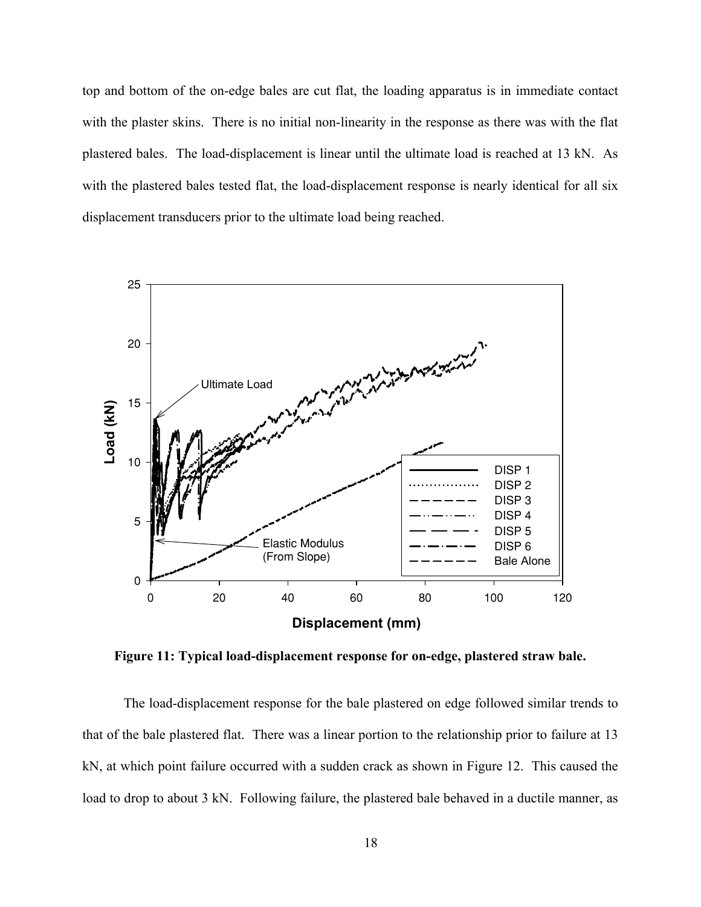top and bottom of the on-edge bales are cut flat, the loading apparatus is in immediate contact with the plaster skins. There is no initial non-linearity in the response as there was with the flat plastered bales. The load-displacement is linear until the ultimate load is reached at 13 kN. As with the plastered bales tested flat, the load-displacement response is nearly identical for all six displacement transducers prior to the ultimate load being reached.

**Figure 11: Typical load-displacement response for on-edge, plastered straw bale.**

The load-displacement response for the bale plastered on edge followed similar trends to that of the bale plastered flat. There was a linear portion to the relationship prior to failure at 13 kN, at which point failure occurred with a sudden crack as shown in Figure 12. This caused the load to drop to about 3 kN. Following failure, the plastered bale behaved in a ductile manner, as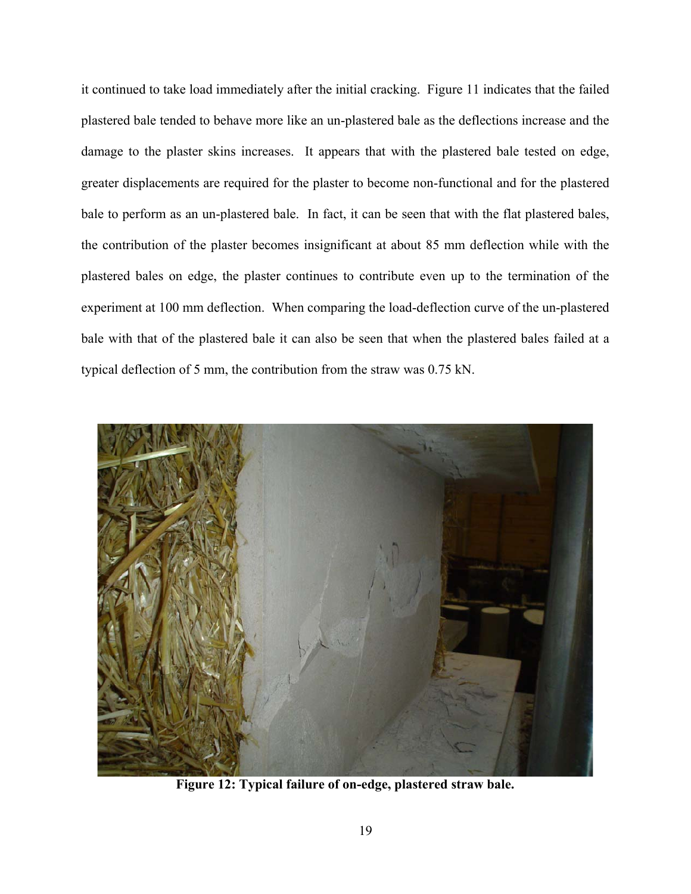it continued to take load immediately after the initial cracking. Figure 11 indicates that the failed plastered bale tended to behave more like an un-plastered bale as the deflections increase and the damage to the plaster skins increases. It appears that with the plastered bale tested on edge, greater displacements are required for the plaster to become non-functional and for the plastered bale to perform as an un-plastered bale. In fact, it can be seen that with the flat plastered bales, the contribution of the plaster becomes insignificant at about 85 mm deflection while with the plastered bales on edge, the plaster continues to contribute even up to the termination of the experiment at 100 mm deflection. When comparing the load-deflection curve of the un-plastered bale with that of the plastered bale it can also be seen that when the plastered bales failed at a typical deflection of 5 mm, the contribution from the straw was 0.75 kN.

**Figure 12: Typical failure of on-edge, plastered straw bale.**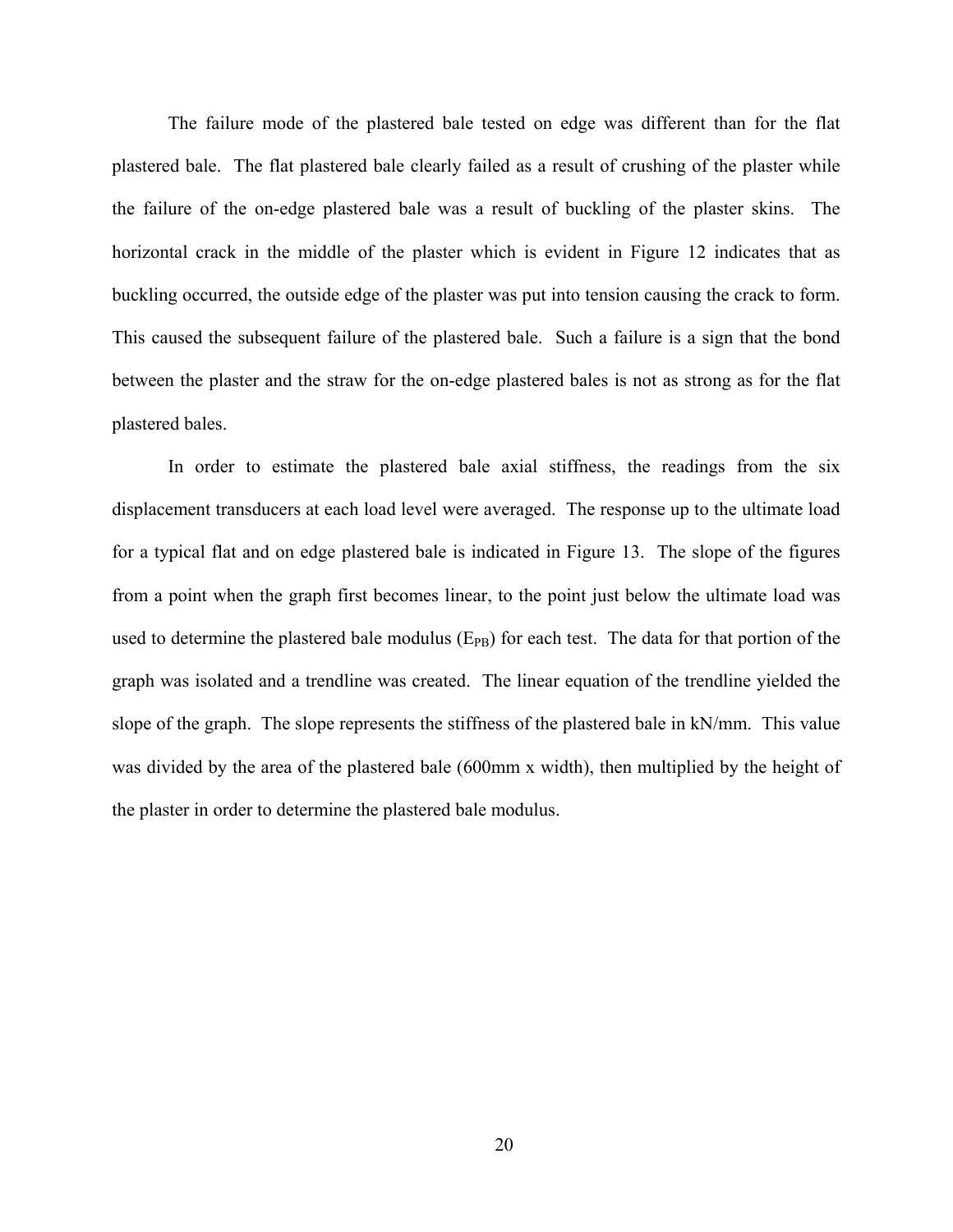The failure mode of the plastered bale tested on edge was different than for the flat plastered bale. The flat plastered bale clearly failed as a result of crushing of the plaster while the failure of the on-edge plastered bale was a result of buckling of the plaster skins. The horizontal crack in the middle of the plaster which is evident in Figure 12 indicates that as buckling occurred, the outside edge of the plaster was put into tension causing the crack to form. This caused the subsequent failure of the plastered bale. Such a failure is a sign that the bond between the plaster and the straw for the on-edge plastered bales is not as strong as for the flat plastered bales.

In order to estimate the plastered bale axial stiffness, the readings from the six displacement transducers at each load level were averaged. The response up to the ultimate load for a typical flat and on edge plastered bale is indicated in Figure 13. The slope of the figures from a point when the graph first becomes linear, to the point just below the ultimate load was used to determine the plastered bale modulus ($E_{PB}$) for each test. The data for that portion of the graph was isolated and a trendline was created. The linear equation of the trendline yielded the slope of the graph. The slope represents the stiffness of the plastered bale in kN/mm. This value was divided by the area of the plastered bale (600mm x width), then multiplied by the height of the plaster in order to determine the plastered bale modulus.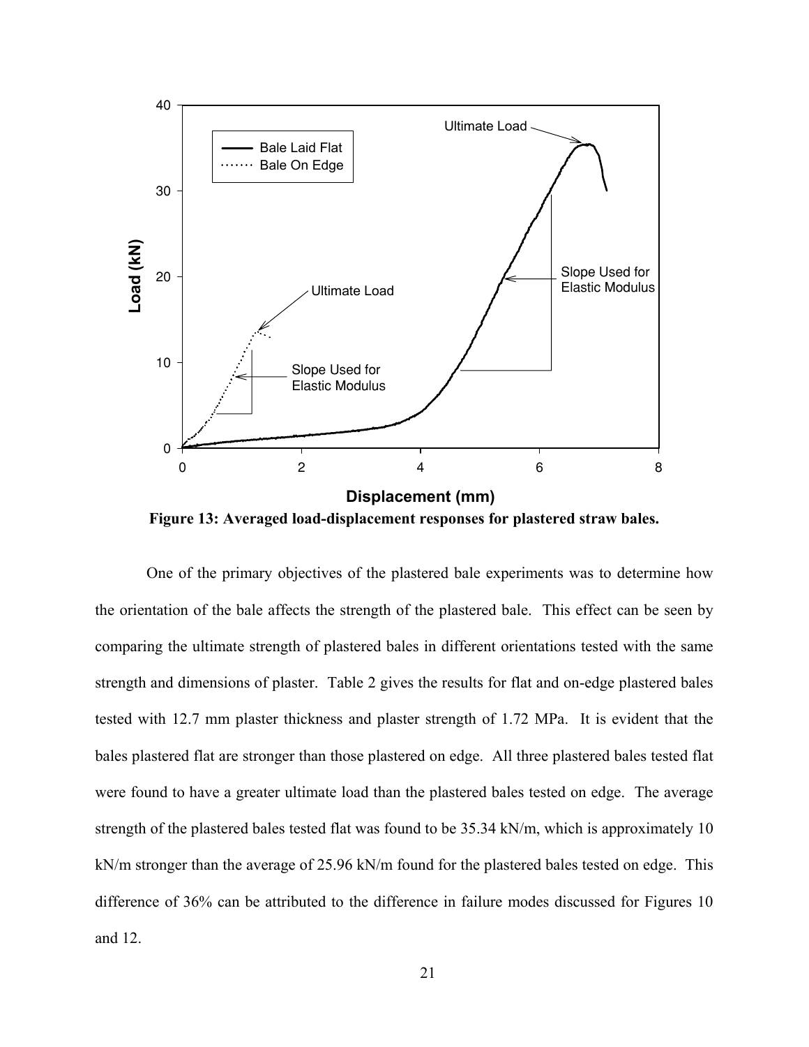Figure 13: Averaged load-displacement responses for plastered straw bales.

One of the primary objectives of the plastered bale experiments was to determine how the orientation of the bale affects the strength of the plastered bale. This effect can be seen by comparing the ultimate strength of plastered bales in different orientations tested with the same strength and dimensions of plaster. Table 2 gives the results for flat and on-edge plastered bales tested with 12.7 mm plaster thickness and plaster strength of 1.72 MPa. It is evident that the bales plastered flat are stronger than those plastered on edge. All three plastered bales tested flat were found to have a greater ultimate load than the plastered bales tested on edge. The average strength of the plastered bales tested flat was found to be 35.34 kN/m, which is approximately 10 kN/m stronger than the average of 25.96 kN/m found for the plastered bales tested on edge. This difference of 36% can be attributed to the difference in failure modes discussed for Figures 10 and 12.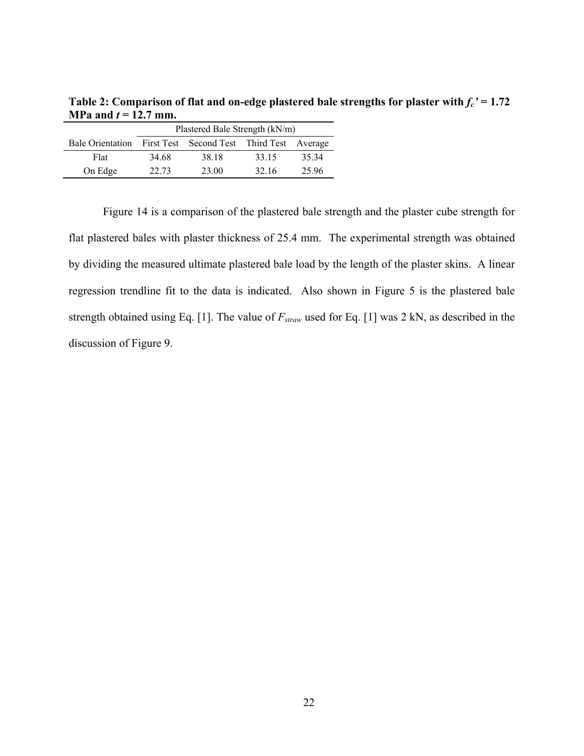**Table 2: Comparison of flat and on-edge plastered bale strengths for plaster with $f_c'$ = 1.72 MPa and $t$ = 12.7 mm.**

| | Plastered Bale Strength (kN/m) | | | |
|---|---|---|---|---|
| Bale Orientation | First Test | Second Test | Third Test | Average |
| Flat | 34.68 | 38.18 | 33.15 | 35.34 |
| On Edge | 22.73 | 23.00 | 32.16 | 25.96 |

Figure 14 is a comparison of the plastered bale strength and the plaster cube strength for flat plastered bales with plaster thickness of 25.4 mm. The experimental strength was obtained by dividing the measured ultimate plastered bale load by the length of the plaster skins. A linear regression trendline fit to the data is indicated. Also shown in Figure 5 is the plastered bale strength obtained using Eq. [1]. The value of $F_{straw}$ used for Eq. [1] was 2 kN, as described in the discussion of Figure 9.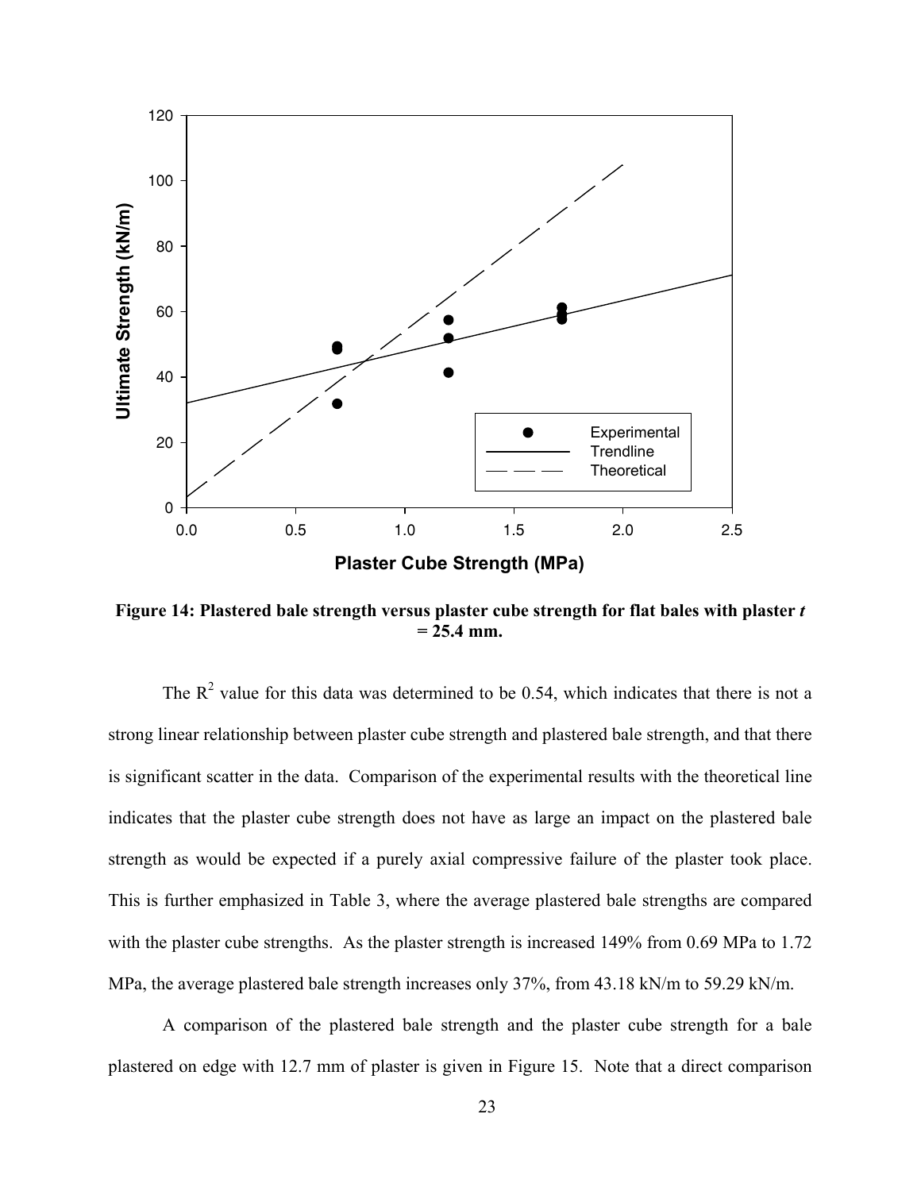**Figure 14: Plastered bale strength versus plaster cube strength for flat bales with plaster *t* = 25.4 mm.**

The $R^2$ value for this data was determined to be 0.54, which indicates that there is not a strong linear relationship between plaster cube strength and plastered bale strength, and that there is significant scatter in the data. Comparison of the experimental results with the theoretical line indicates that the plaster cube strength does not have as large an impact on the plastered bale strength as would be expected if a purely axial compressive failure of the plaster took place. This is further emphasized in Table 3, where the average plastered bale strengths are compared with the plaster cube strengths. As the plaster strength is increased 149% from 0.69 MPa to 1.72 MPa, the average plastered bale strength increases only 37%, from 43.18 kN/m to 59.29 kN/m.

A comparison of the plastered bale strength and the plaster cube strength for a bale plastered on edge with 12.7 mm of plaster is given in Figure 15. Note that a direct comparison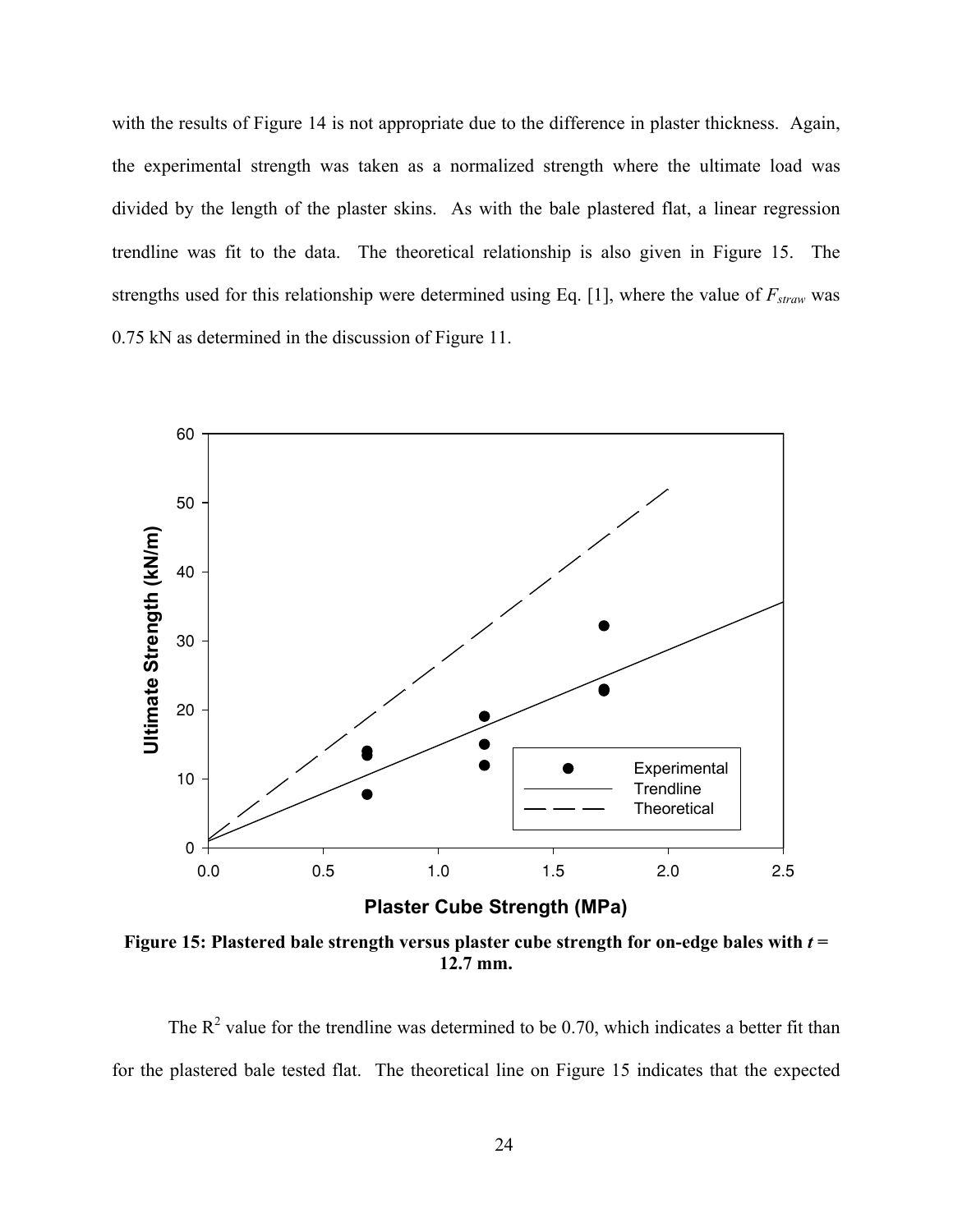with the results of Figure 14 is not appropriate due to the difference in plaster thickness. Again, the experimental strength was taken as a normalized strength where the ultimate load was divided by the length of the plaster skins. As with the bale plastered flat, a linear regression trendline was fit to the data. The theoretical relationship is also given in Figure 15. The strengths used for this relationship were determined using Eq. [1], where the value of $F_{straw}$ was 0.75 kN as determined in the discussion of Figure 11.

**Figure 15: Plastered bale strength versus plaster cube strength for on-edge bales with $t$ = 12.7 mm.**

The $R^2$ value for the trendline was determined to be 0.70, which indicates a better fit than for the plastered bale tested flat. The theoretical line on Figure 15 indicates that the expected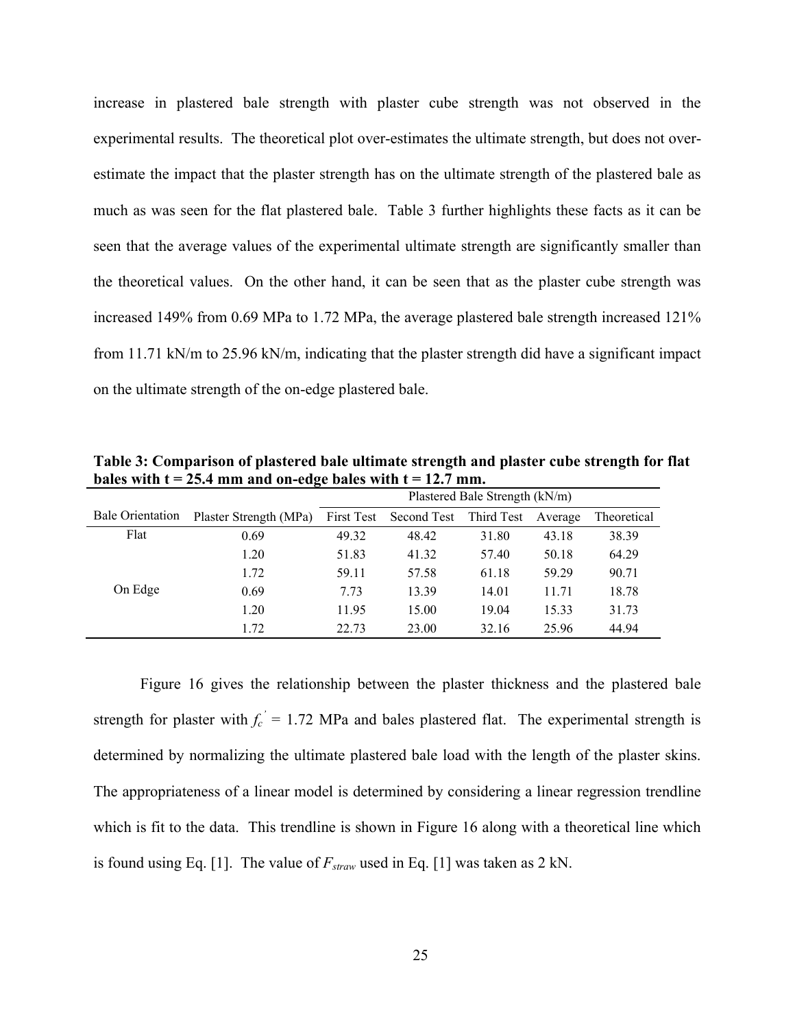increase in plastered bale strength with plaster cube strength was not observed in the experimental results. The theoretical plot over-estimates the ultimate strength, but does not over-estimate the impact that the plaster strength has on the ultimate strength of the plastered bale as much as was seen for the flat plastered bale. Table 3 further highlights these facts as it can be seen that the average values of the experimental ultimate strength are significantly smaller than the theoretical values. On the other hand, it can be seen that as the plaster cube strength was increased 149% from 0.69 MPa to 1.72 MPa, the average plastered bale strength increased 121% from 11.71 kN/m to 25.96 kN/m, indicating that the plaster strength did have a significant impact on the ultimate strength of the on-edge plastered bale.

**Table 3: Comparison of plastered bale ultimate strength and plaster cube strength for flat bales with t = 25.4 mm and on-edge bales with t = 12.7 mm.**

| | | Plastered Bale Strength (kN/m) | | | | |
|---|---|---|---|---|---|---|
| Bale Orientation | Plaster Strength (MPa) | First Test | Second Test | Third Test | Average | Theoretical |
| Flat | 0.69 | 49.32 | 48.42 | 31.80 | 43.18 | 38.39 |
| | 1.20 | 51.83 | 41.32 | 57.40 | 50.18 | 64.29 |
| | 1.72 | 59.11 | 57.58 | 61.18 | 59.29 | 90.71 |
| On Edge | 0.69 | 7.73 | 13.39 | 14.01 | 11.71 | 18.78 |
| | 1.20 | 11.95 | 15.00 | 19.04 | 15.33 | 31.73 |
| | 1.72 | 22.73 | 23.00 | 32.16 | 25.96 | 44.94 |

Figure 16 gives the relationship between the plaster thickness and the plastered bale strength for plaster with $f_c'$ = 1.72 MPa and bales plastered flat. The experimental strength is determined by normalizing the ultimate plastered bale load with the length of the plaster skins. The appropriateness of a linear model is determined by considering a linear regression trendline which is fit to the data. This trendline is shown in Figure 16 along with a theoretical line which is found using Eq. [1]. The value of $F_{straw}$ used in Eq. [1] was taken as 2 kN.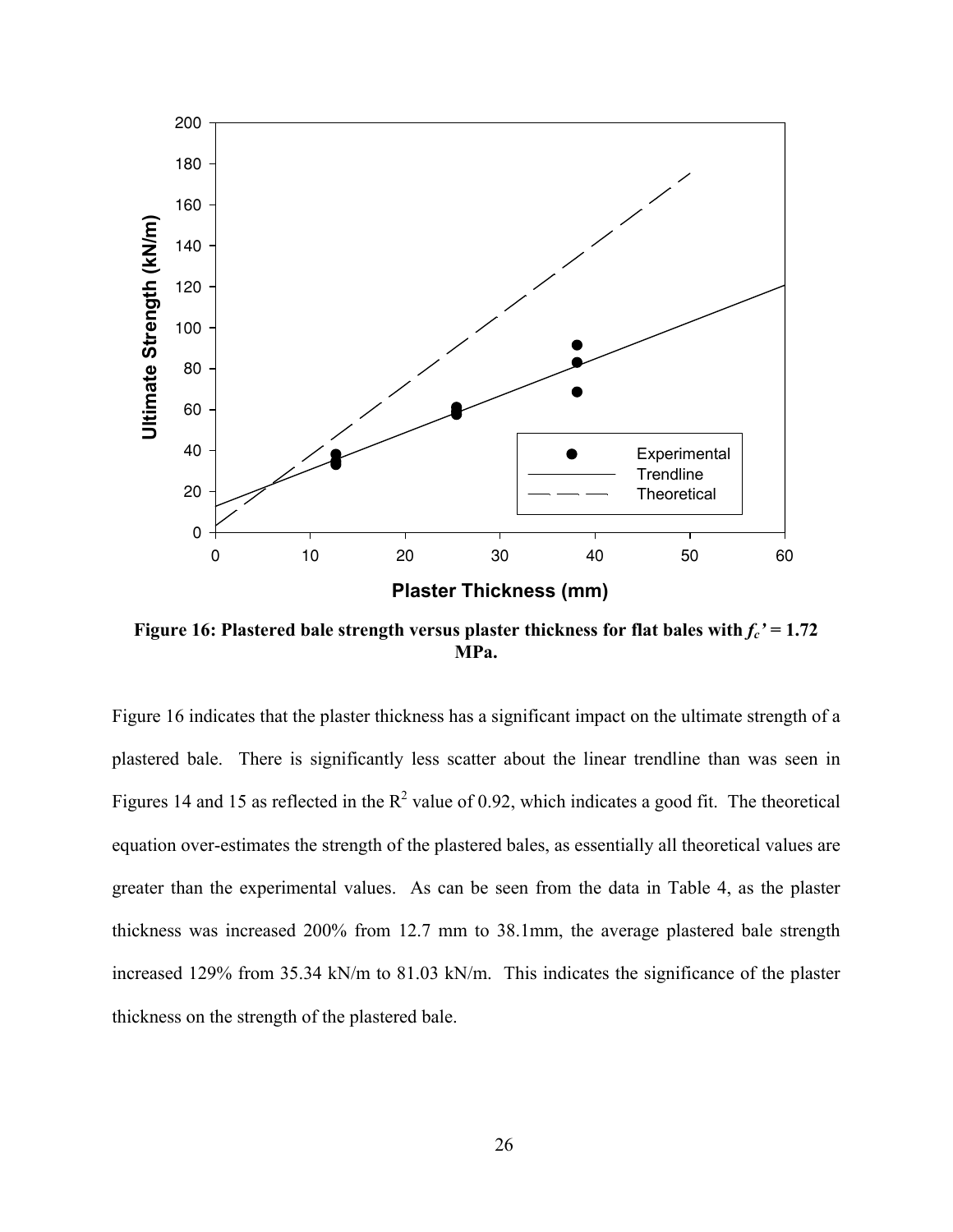**Figure 16: Plastered bale strength versus plaster thickness for flat bales with $f_c'$ = 1.72 MPa.**

Figure 16 indicates that the plaster thickness has a significant impact on the ultimate strength of a plastered bale. There is significantly less scatter about the linear trendline than was seen in Figures 14 and 15 as reflected in the $R^2$ value of 0.92, which indicates a good fit. The theoretical equation over-estimates the strength of the plastered bales, as essentially all theoretical values are greater than the experimental values. As can be seen from the data in Table 4, as the plaster thickness was increased 200% from 12.7 mm to 38.1mm, the average plastered bale strength increased 129% from 35.34 kN/m to 81.03 kN/m. This indicates the significance of the plaster thickness on the strength of the plastered bale.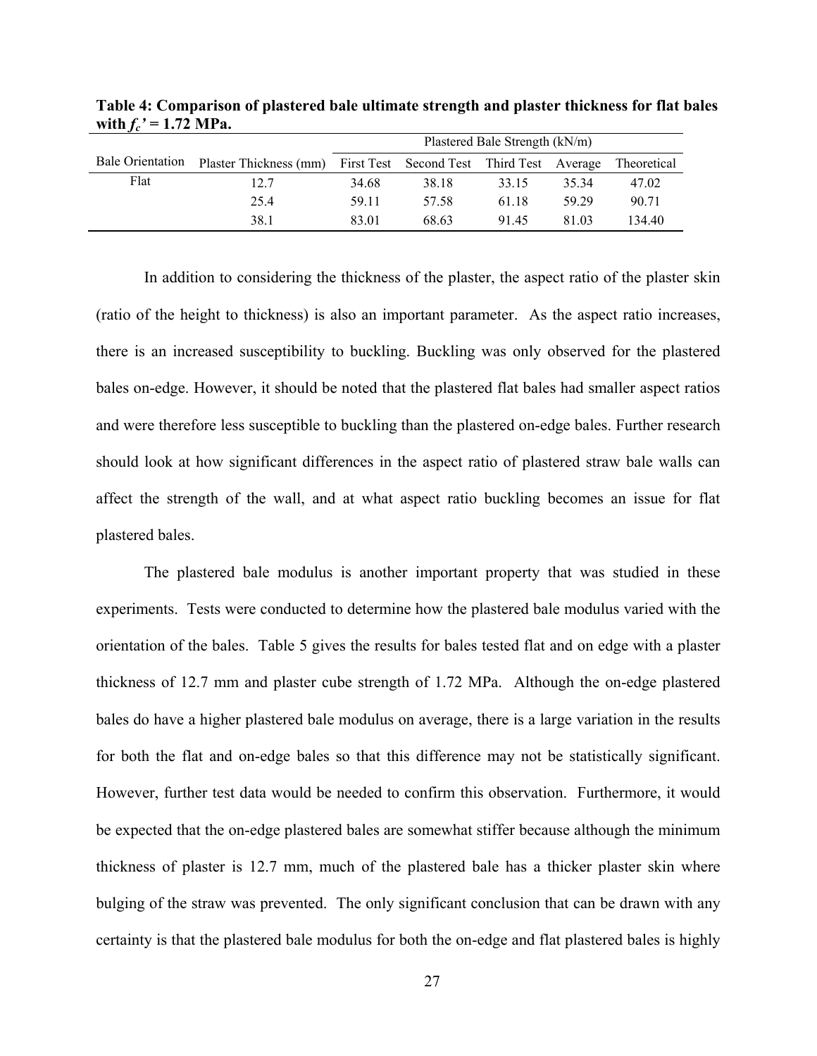**Table 4: Comparison of plastered bale ultimate strength and plaster thickness for flat bales with $f_c'$ = 1.72 MPa.**

| Bale Orientation | Plaster Thickness (mm) | Plastered Bale Strength (kN/m) | | | | |
|---|---|---|---|---|---|---|
| | | First Test | Second Test | Third Test | Average | Theoretical |
| Flat | 12.7 | 34.68 | 38.18 | 33.15 | 35.34 | 47.02 |
| | 25.4 | 59.11 | 57.58 | 61.18 | 59.29 | 90.71 |
| | 38.1 | 83.01 | 68.63 | 91.45 | 81.03 | 134.40 |

In addition to considering the thickness of the plaster, the aspect ratio of the plaster skin (ratio of the height to thickness) is also an important parameter. As the aspect ratio increases, there is an increased susceptibility to buckling. Buckling was only observed for the plastered bales on-edge. However, it should be noted that the plastered flat bales had smaller aspect ratios and were therefore less susceptible to buckling than the plastered on-edge bales. Further research should look at how significant differences in the aspect ratio of plastered straw bale walls can affect the strength of the wall, and at what aspect ratio buckling becomes an issue for flat plastered bales.

The plastered bale modulus is another important property that was studied in these experiments. Tests were conducted to determine how the plastered bale modulus varied with the orientation of the bales. Table 5 gives the results for bales tested flat and on edge with a plaster thickness of 12.7 mm and plaster cube strength of 1.72 MPa. Although the on-edge plastered bales do have a higher plastered bale modulus on average, there is a large variation in the results for both the flat and on-edge bales so that this difference may not be statistically significant. However, further test data would be needed to confirm this observation. Furthermore, it would be expected that the on-edge plastered bales are somewhat stiffer because although the minimum thickness of plaster is 12.7 mm, much of the plastered bale has a thicker plaster skin where bulging of the straw was prevented. The only significant conclusion that can be drawn with any certainty is that the plastered bale modulus for both the on-edge and flat plastered bales is highly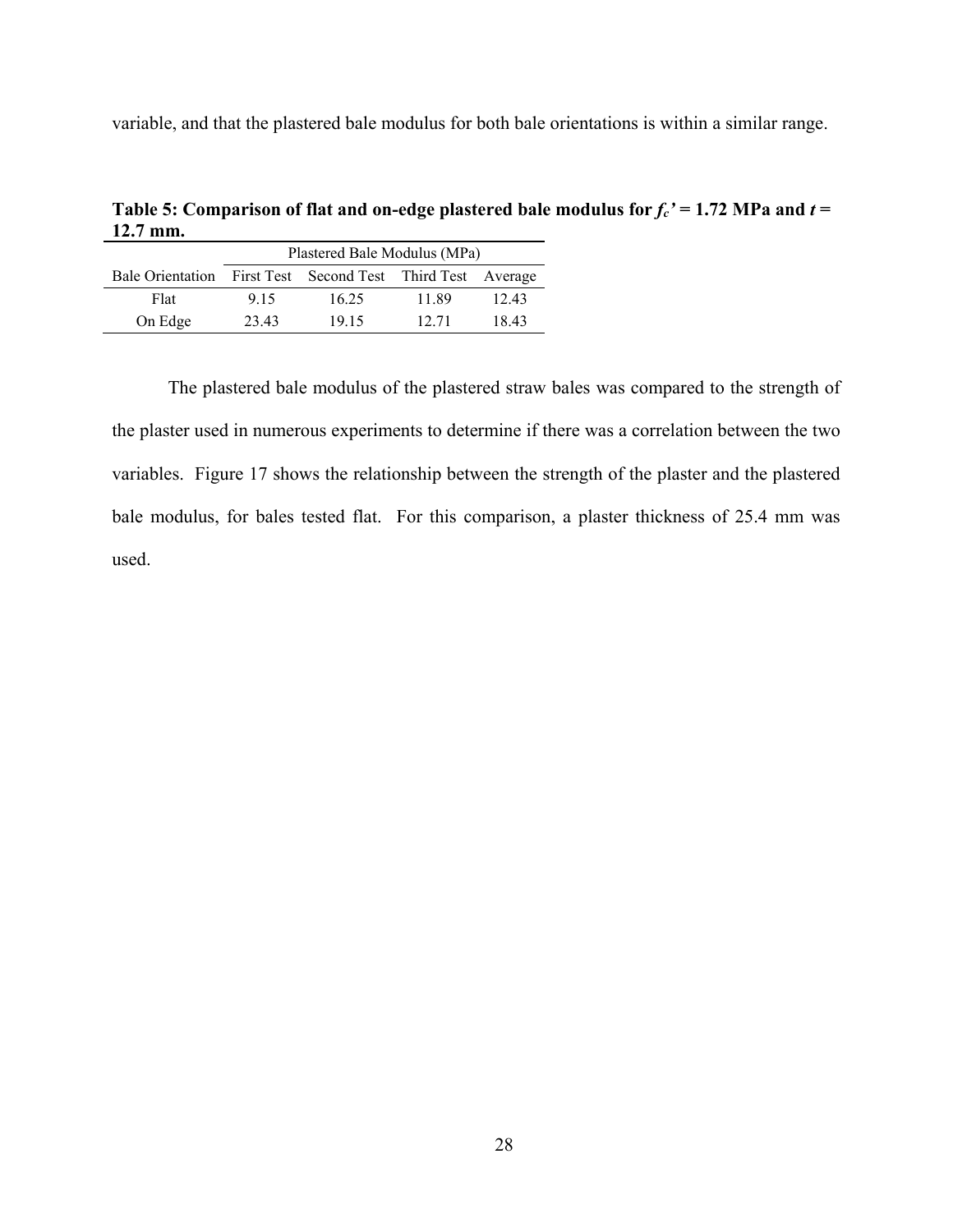variable, and that the plastered bale modulus for both bale orientations is within a similar range.

**Table 5: Comparison of flat and on-edge plastered bale modulus for $f_c'$ = 1.72 MPa and $t$ = 12.7 mm.**

| | Plastered Bale Modulus (MPa) | | | |
|---|---|---|---|---|
| Bale Orientation | First Test | Second Test | Third Test | Average |
| Flat | 9.15 | 16.25 | 11.89 | 12.43 |
| On Edge | 23.43 | 19.15 | 12.71 | 18.43 |

The plastered bale modulus of the plastered straw bales was compared to the strength of the plaster used in numerous experiments to determine if there was a correlation between the two variables. Figure 17 shows the relationship between the strength of the plaster and the plastered bale modulus, for bales tested flat. For this comparison, a plaster thickness of 25.4 mm was used.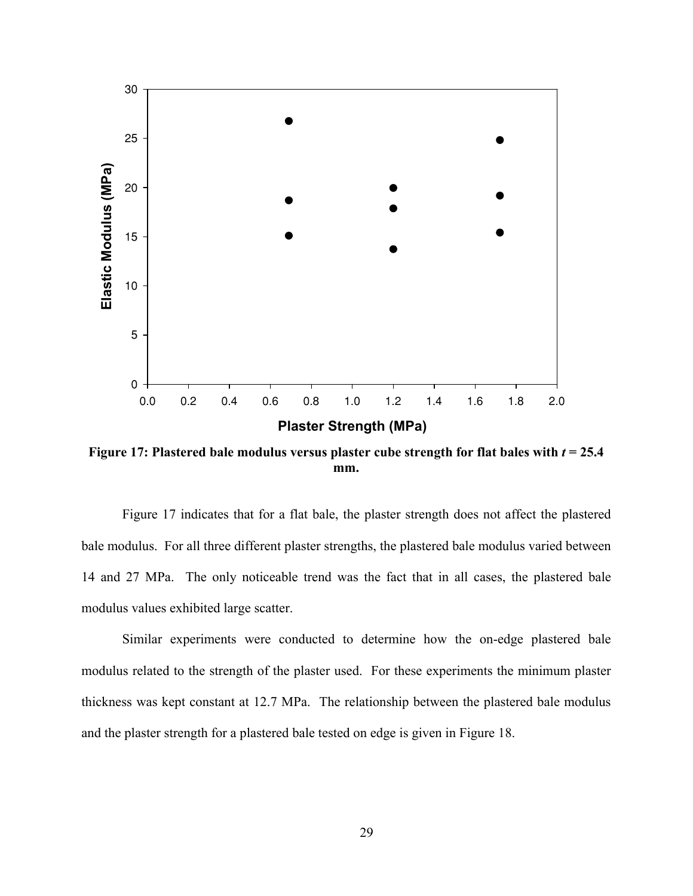**Figure 17: Plastered bale modulus versus plaster cube strength for flat bales with *t* = 25.4 mm.**

Figure 17 indicates that for a flat bale, the plaster strength does not affect the plastered bale modulus. For all three different plaster strengths, the plastered bale modulus varied between 14 and 27 MPa. The only noticeable trend was the fact that in all cases, the plastered bale modulus values exhibited large scatter.

Similar experiments were conducted to determine how the on-edge plastered bale modulus related to the strength of the plaster used. For these experiments the minimum plaster thickness was kept constant at 12.7 MPa. The relationship between the plastered bale modulus and the plaster strength for a plastered bale tested on edge is given in Figure 18.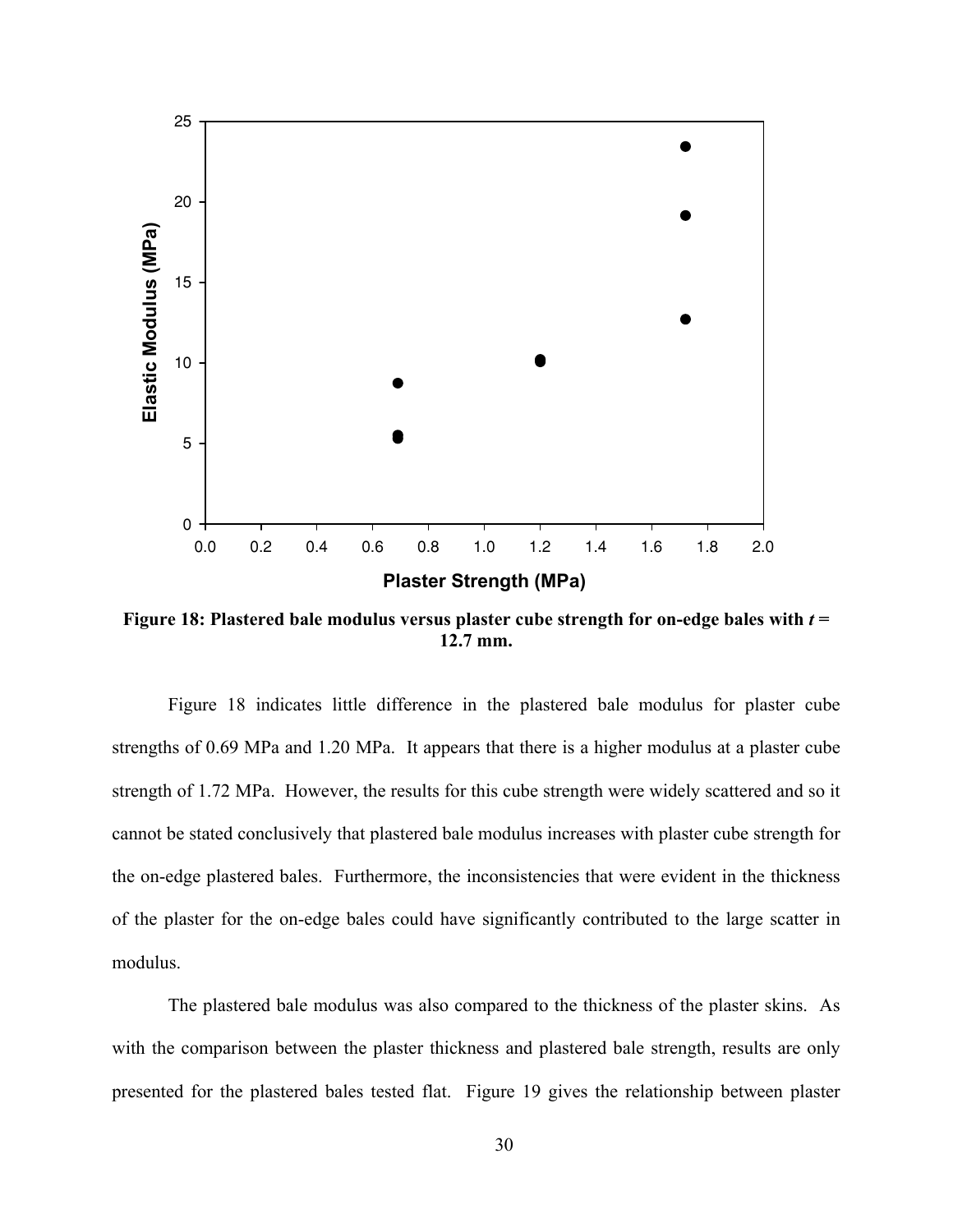**Figure 18: Plastered bale modulus versus plaster cube strength for on-edge bales with $t$ = 12.7 mm.**

Figure 18 indicates little difference in the plastered bale modulus for plaster cube strengths of 0.69 MPa and 1.20 MPa. It appears that there is a higher modulus at a plaster cube strength of 1.72 MPa. However, the results for this cube strength were widely scattered and so it cannot be stated conclusively that plastered bale modulus increases with plaster cube strength for the on-edge plastered bales. Furthermore, the inconsistencies that were evident in the thickness of the plaster for the on-edge bales could have significantly contributed to the large scatter in modulus.

The plastered bale modulus was also compared to the thickness of the plaster skins. As with the comparison between the plaster thickness and plastered bale strength, results are only presented for the plastered bales tested flat. Figure 19 gives the relationship between plaster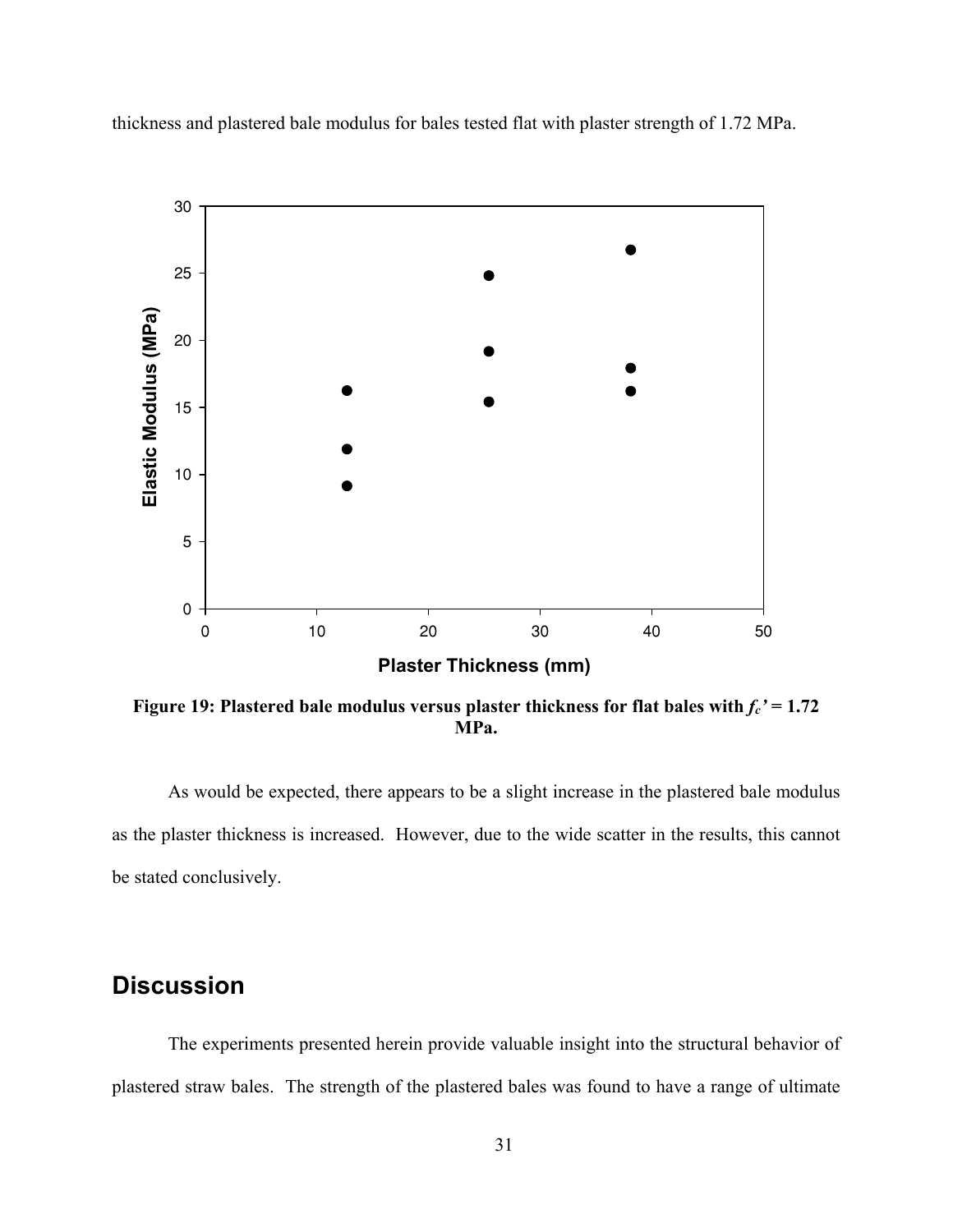thickness and plastered bale modulus for bales tested flat with plaster strength of 1.72 MPa.

**Figure 19: Plastered bale modulus versus plaster thickness for flat bales with $f_c'$ = 1.72 MPa.**

As would be expected, there appears to be a slight increase in the plastered bale modulus as the plaster thickness is increased. However, due to the wide scatter in the results, this cannot be stated conclusively.

## Discussion

The experiments presented herein provide valuable insight into the structural behavior of plastered straw bales. The strength of the plastered bales was found to have a range of ultimate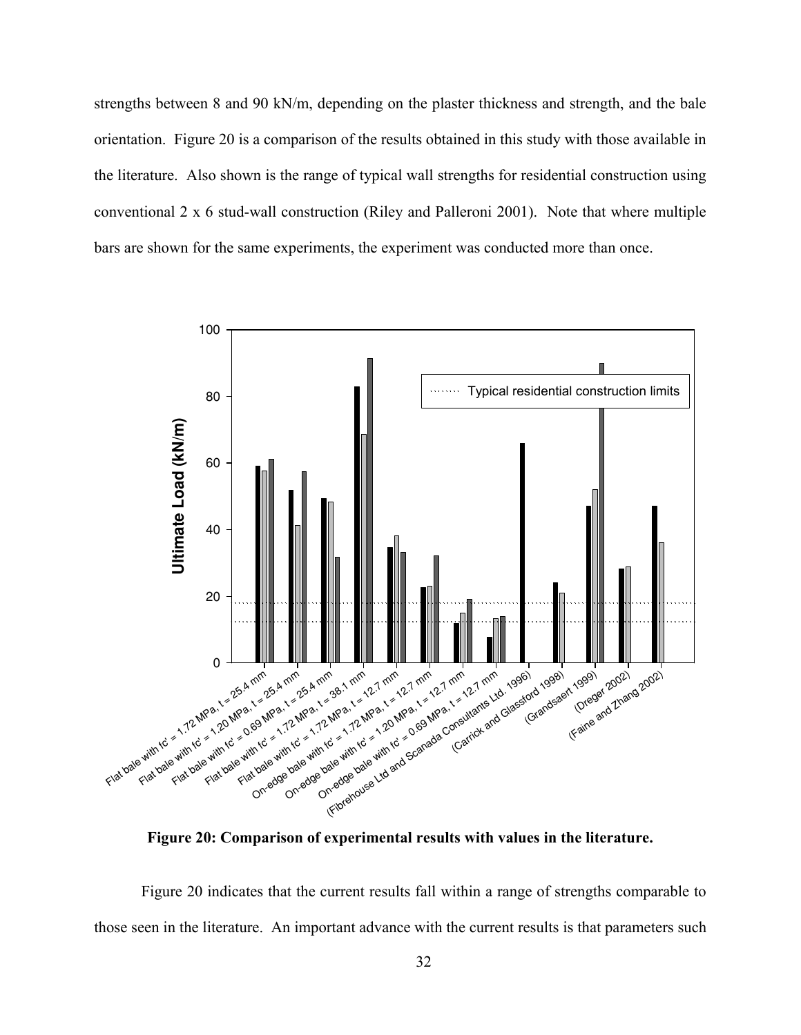strengths between 8 and 90 kN/m, depending on the plaster thickness and strength, and the bale orientation. Figure 20 is a comparison of the results obtained in this study with those available in the literature. Also shown is the range of typical wall strengths for residential construction using conventional 2 x 6 stud-wall construction (Riley and Palleroni 2001). Note that where multiple bars are shown for the same experiments, the experiment was conducted more than once.

**Figure 20: Comparison of experimental results with values in the literature.**

Figure 20 indicates that the current results fall within a range of strengths comparable to those seen in the literature. An important advance with the current results is that parameters such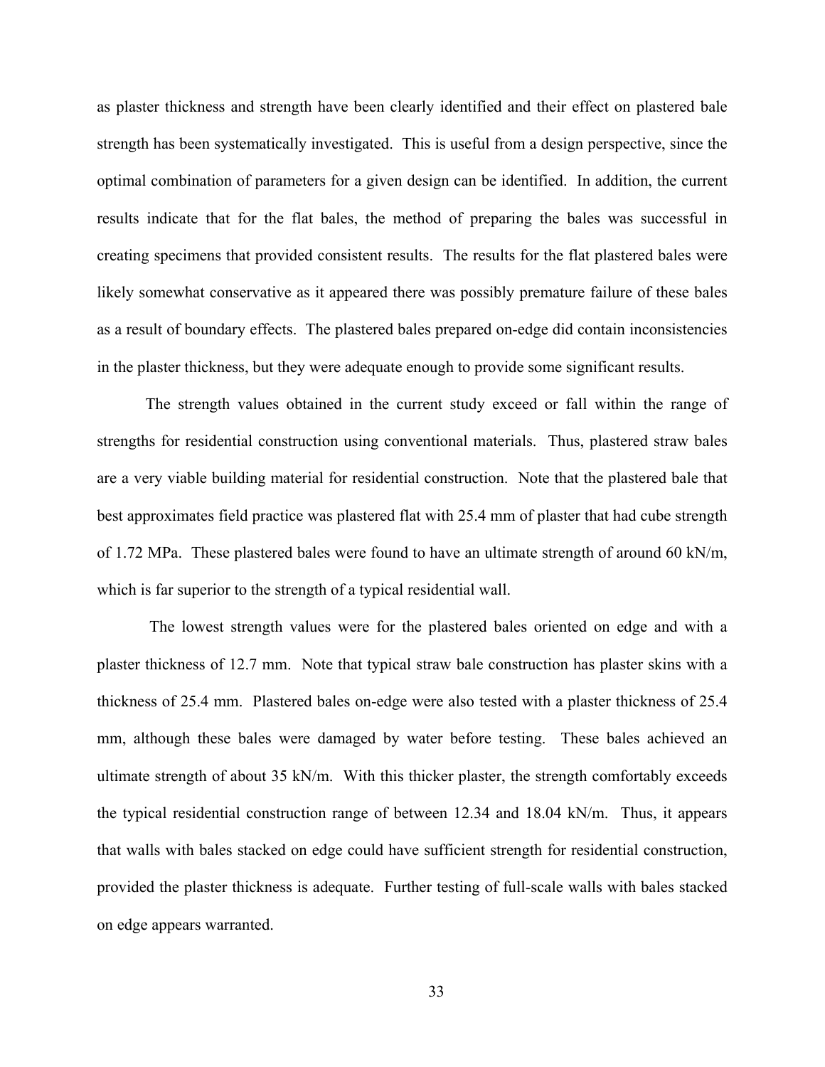as plaster thickness and strength have been clearly identified and their effect on plastered bale strength has been systematically investigated. This is useful from a design perspective, since the optimal combination of parameters for a given design can be identified. In addition, the current results indicate that for the flat bales, the method of preparing the bales was successful in creating specimens that provided consistent results. The results for the flat plastered bales were likely somewhat conservative as it appeared there was possibly premature failure of these bales as a result of boundary effects. The plastered bales prepared on-edge did contain inconsistencies in the plaster thickness, but they were adequate enough to provide some significant results.

The strength values obtained in the current study exceed or fall within the range of strengths for residential construction using conventional materials. Thus, plastered straw bales are a very viable building material for residential construction. Note that the plastered bale that best approximates field practice was plastered flat with 25.4 mm of plaster that had cube strength of 1.72 MPa. These plastered bales were found to have an ultimate strength of around 60 kN/m, which is far superior to the strength of a typical residential wall.

The lowest strength values were for the plastered bales oriented on edge and with a plaster thickness of 12.7 mm. Note that typical straw bale construction has plaster skins with a thickness of 25.4 mm. Plastered bales on-edge were also tested with a plaster thickness of 25.4 mm, although these bales were damaged by water before testing. These bales achieved an ultimate strength of about 35 kN/m. With this thicker plaster, the strength comfortably exceeds the typical residential construction range of between 12.34 and 18.04 kN/m. Thus, it appears that walls with bales stacked on edge could have sufficient strength for residential construction, provided the plaster thickness is adequate. Further testing of full-scale walls with bales stacked on edge appears warranted.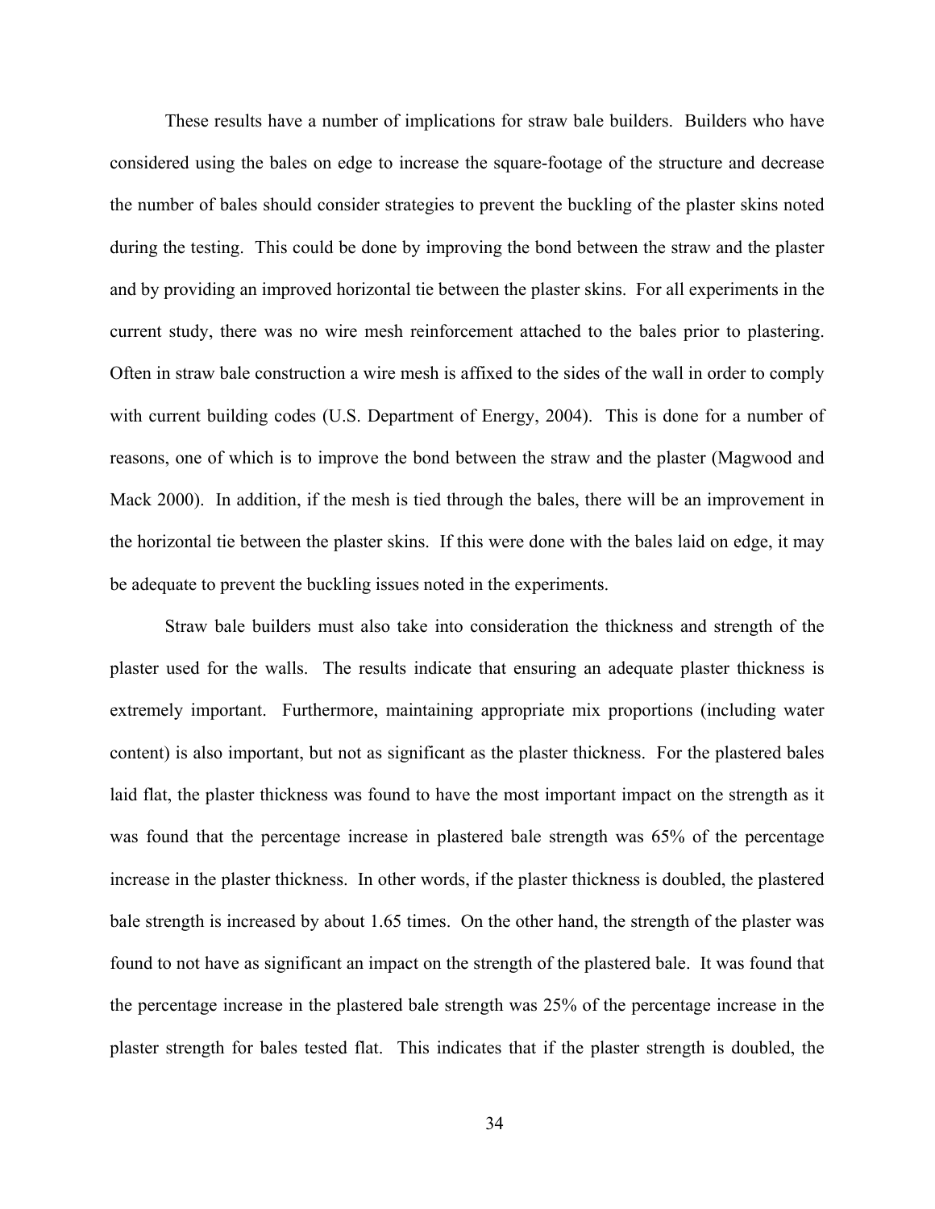These results have a number of implications for straw bale builders. Builders who have considered using the bales on edge to increase the square-footage of the structure and decrease the number of bales should consider strategies to prevent the buckling of the plaster skins noted during the testing. This could be done by improving the bond between the straw and the plaster and by providing an improved horizontal tie between the plaster skins. For all experiments in the current study, there was no wire mesh reinforcement attached to the bales prior to plastering. Often in straw bale construction a wire mesh is affixed to the sides of the wall in order to comply with current building codes (U.S. Department of Energy, 2004). This is done for a number of reasons, one of which is to improve the bond between the straw and the plaster (Magwood and Mack 2000). In addition, if the mesh is tied through the bales, there will be an improvement in the horizontal tie between the plaster skins. If this were done with the bales laid on edge, it may be adequate to prevent the buckling issues noted in the experiments.

Straw bale builders must also take into consideration the thickness and strength of the plaster used for the walls. The results indicate that ensuring an adequate plaster thickness is extremely important. Furthermore, maintaining appropriate mix proportions (including water content) is also important, but not as significant as the plaster thickness. For the plastered bales laid flat, the plaster thickness was found to have the most important impact on the strength as it was found that the percentage increase in plastered bale strength was 65% of the percentage increase in the plaster thickness. In other words, if the plaster thickness is doubled, the plastered bale strength is increased by about 1.65 times. On the other hand, the strength of the plaster was found to not have as significant an impact on the strength of the plastered bale. It was found that the percentage increase in the plastered bale strength was 25% of the percentage increase in the plaster strength for bales tested flat. This indicates that if the plaster strength is doubled, the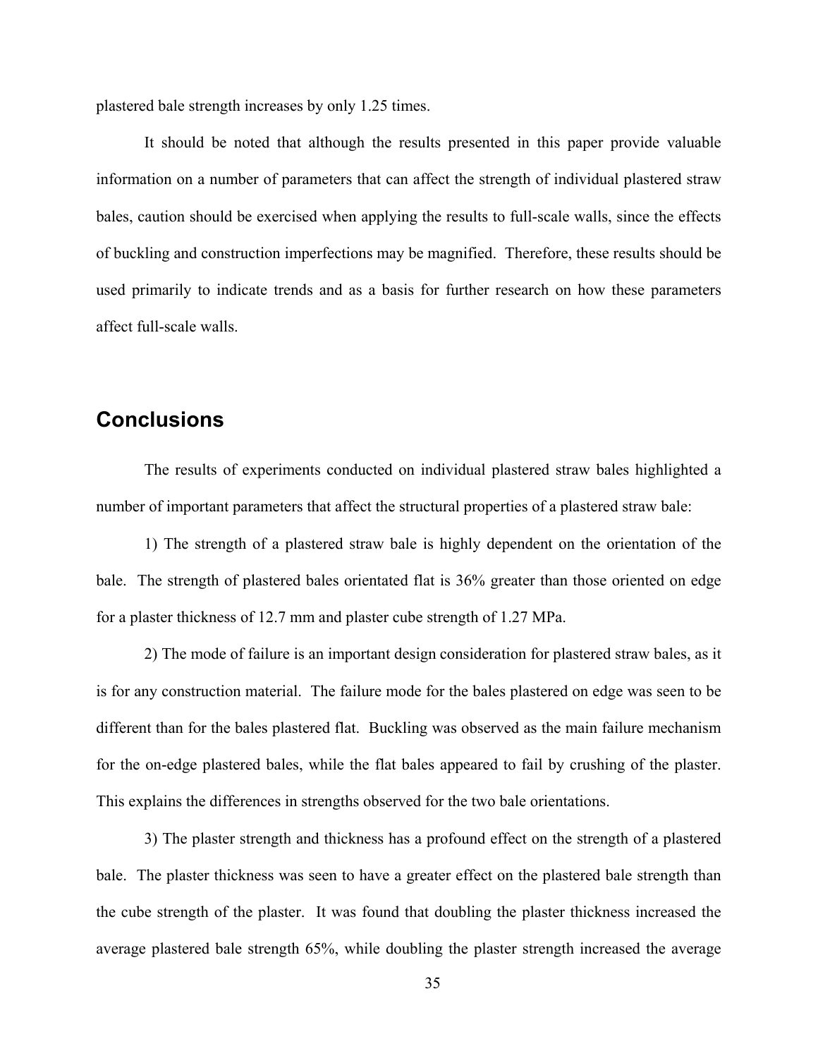plastered bale strength increases by only 1.25 times.

It should be noted that although the results presented in this paper provide valuable information on a number of parameters that can affect the strength of individual plastered straw bales, caution should be exercised when applying the results to full-scale walls, since the effects of buckling and construction imperfections may be magnified. Therefore, these results should be used primarily to indicate trends and as a basis for further research on how these parameters affect full-scale walls.

## Conclusions

The results of experiments conducted on individual plastered straw bales highlighted a number of important parameters that affect the structural properties of a plastered straw bale:

1) The strength of a plastered straw bale is highly dependent on the orientation of the bale. The strength of plastered bales orientated flat is 36% greater than those oriented on edge for a plaster thickness of 12.7 mm and plaster cube strength of 1.27 MPa.

2) The mode of failure is an important design consideration for plastered straw bales, as it is for any construction material. The failure mode for the bales plastered on edge was seen to be different than for the bales plastered flat. Buckling was observed as the main failure mechanism for the on-edge plastered bales, while the flat bales appeared to fail by crushing of the plaster. This explains the differences in strengths observed for the two bale orientations.

3) The plaster strength and thickness has a profound effect on the strength of a plastered bale. The plaster thickness was seen to have a greater effect on the plastered bale strength than the cube strength of the plaster. It was found that doubling the plaster thickness increased the average plastered bale strength 65%, while doubling the plaster strength increased the average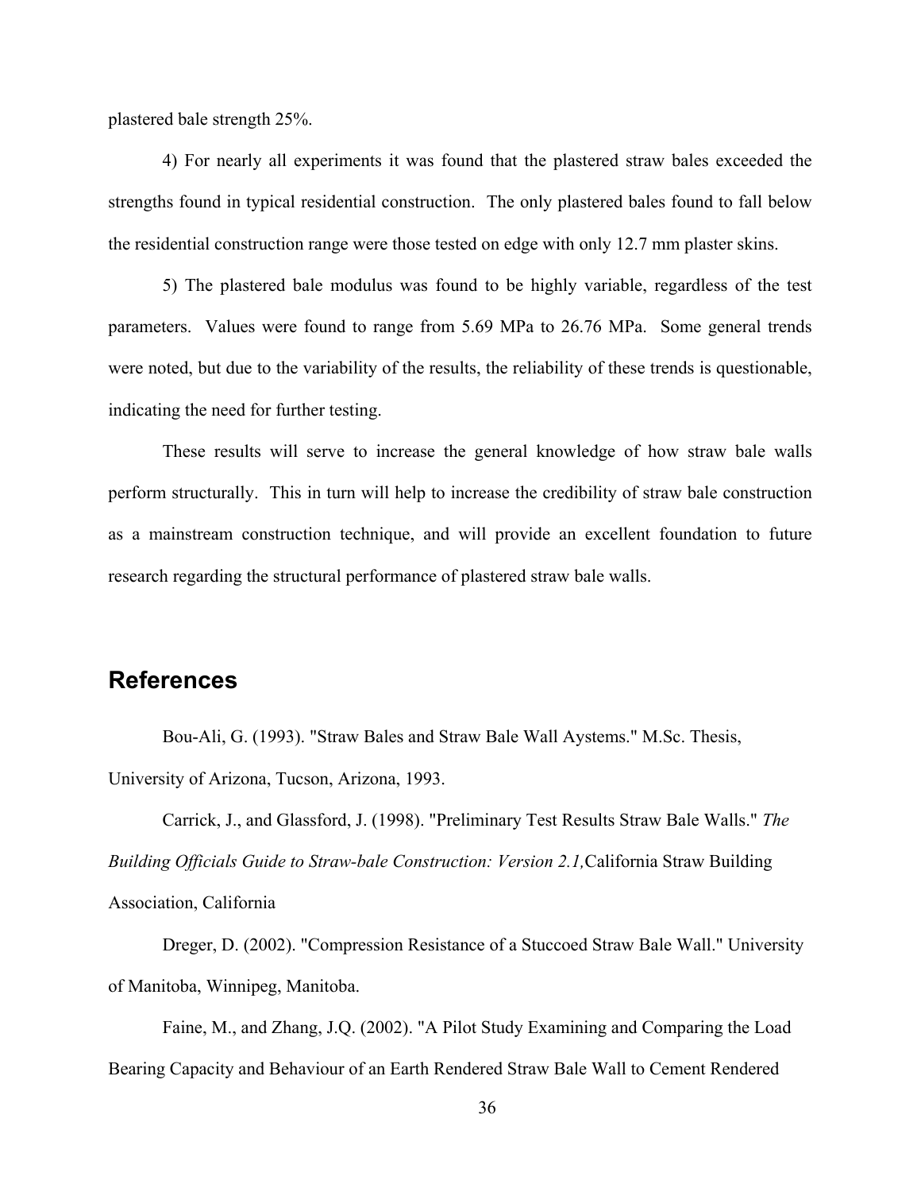plastered bale strength 25%.

4) For nearly all experiments it was found that the plastered straw bales exceeded the strengths found in typical residential construction. The only plastered bales found to fall below the residential construction range were those tested on edge with only 12.7 mm plaster skins.

5) The plastered bale modulus was found to be highly variable, regardless of the test parameters. Values were found to range from 5.69 MPa to 26.76 MPa. Some general trends were noted, but due to the variability of the results, the reliability of these trends is questionable, indicating the need for further testing.

These results will serve to increase the general knowledge of how straw bale walls perform structurally. This in turn will help to increase the credibility of straw bale construction as a mainstream construction technique, and will provide an excellent foundation to future research regarding the structural performance of plastered straw bale walls.

## References

Bou-Ali, G. (1993). "Straw Bales and Straw Bale Wall Aystems." M.Sc. Thesis, University of Arizona, Tucson, Arizona, 1993.

Carrick, J., and Glassford, J. (1998). "Preliminary Test Results Straw Bale Walls." *The Building Officials Guide to Straw-bale Construction: Version 2.1,* California Straw Building Association, California

Dreger, D. (2002). "Compression Resistance of a Stuccoed Straw Bale Wall." University of Manitoba, Winnipeg, Manitoba.

Faine, M., and Zhang, J.Q. (2002). "A Pilot Study Examining and Comparing the Load Bearing Capacity and Behaviour of an Earth Rendered Straw Bale Wall to Cement Rendered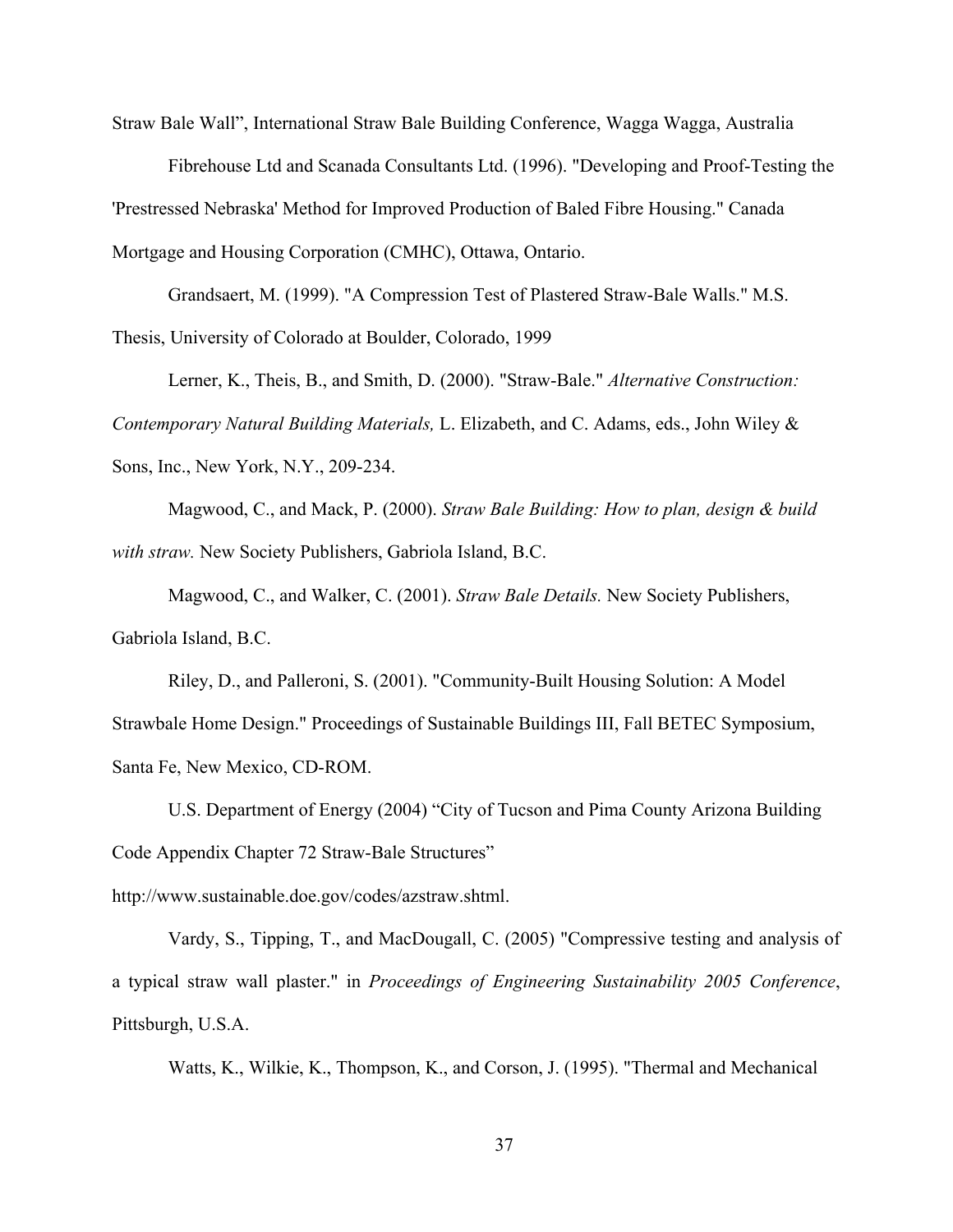Straw Bale Wall", International Straw Bale Building Conference, Wagga Wagga, Australia

Fibrehouse Ltd and Scanada Consultants Ltd. (1996). "Developing and Proof-Testing the 'Prestressed Nebraska' Method for Improved Production of Baled Fibre Housing." Canada Mortgage and Housing Corporation (CMHC), Ottawa, Ontario.

Grandsaert, M. (1999). "A Compression Test of Plastered Straw-Bale Walls." M.S. Thesis, University of Colorado at Boulder, Colorado, 1999

Lerner, K., Theis, B., and Smith, D. (2000). "Straw-Bale." *Alternative Construction: Contemporary Natural Building Materials,* L. Elizabeth, and C. Adams, eds., John Wiley & Sons, Inc., New York, N.Y., 209-234.

Magwood, C., and Mack, P. (2000). *Straw Bale Building: How to plan, design & build with straw.* New Society Publishers, Gabriola Island, B.C.

Magwood, C., and Walker, C. (2001). *Straw Bale Details.* New Society Publishers, Gabriola Island, B.C.

Riley, D., and Palleroni, S. (2001). "Community-Built Housing Solution: A Model Strawbale Home Design." Proceedings of Sustainable Buildings III, Fall BETEC Symposium, Santa Fe, New Mexico, CD-ROM.

U.S. Department of Energy (2004) "City of Tucson and Pima County Arizona Building Code Appendix Chapter 72 Straw-Bale Structures" http://www.sustainable.doe.gov/codes/azstraw.shtml.

Vardy, S., Tipping, T., and MacDougall, C. (2005) "Compressive testing and analysis of a typical straw wall plaster." in *Proceedings of Engineering Sustainability 2005 Conference*, Pittsburgh, U.S.A.

Watts, K., Wilkie, K., Thompson, K., and Corson, J. (1995). "Thermal and Mechanical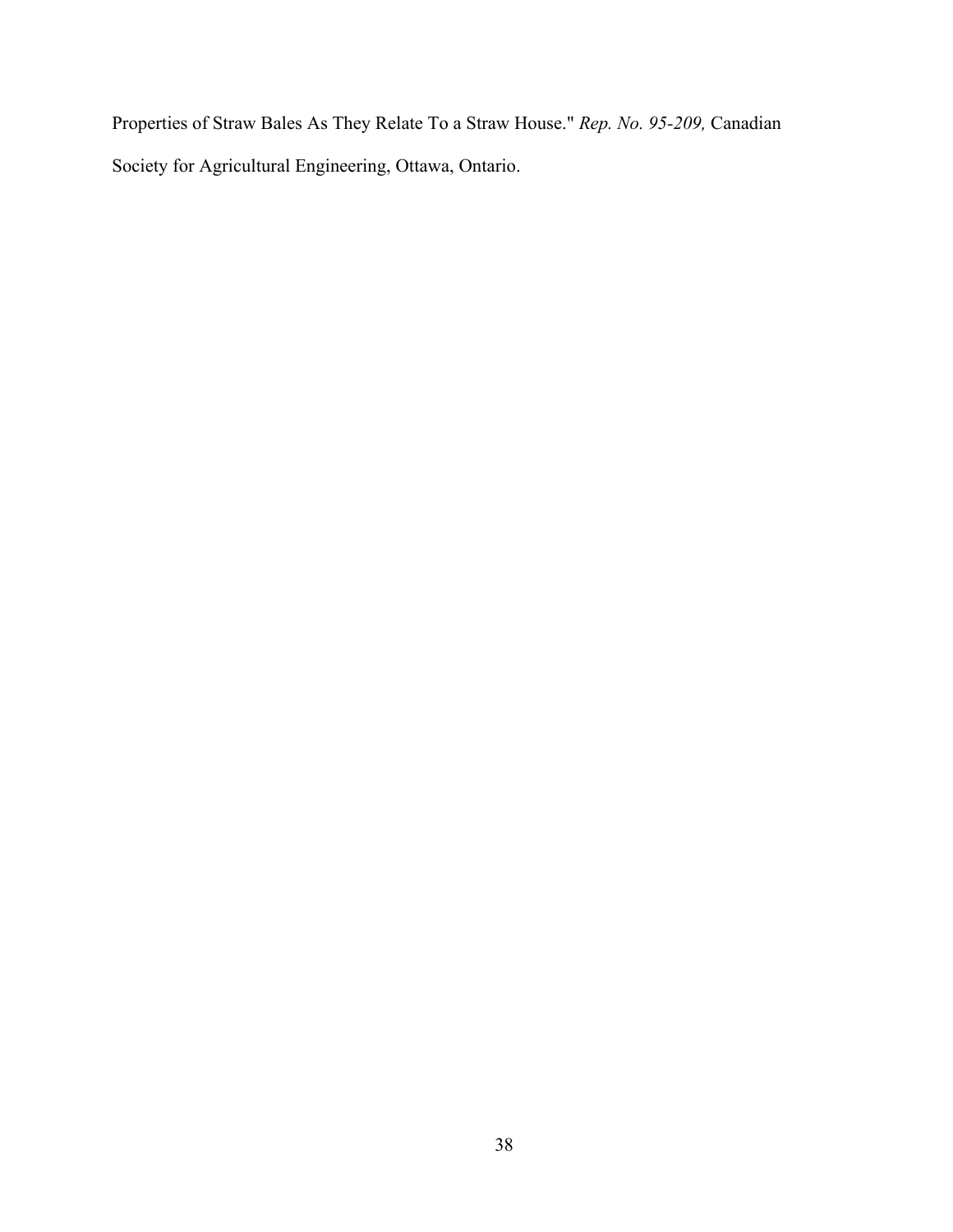Properties of Straw Bales As They Relate To a Straw House." *Rep. No. 95-209,* Canadian Society for Agricultural Engineering, Ottawa, Ontario.